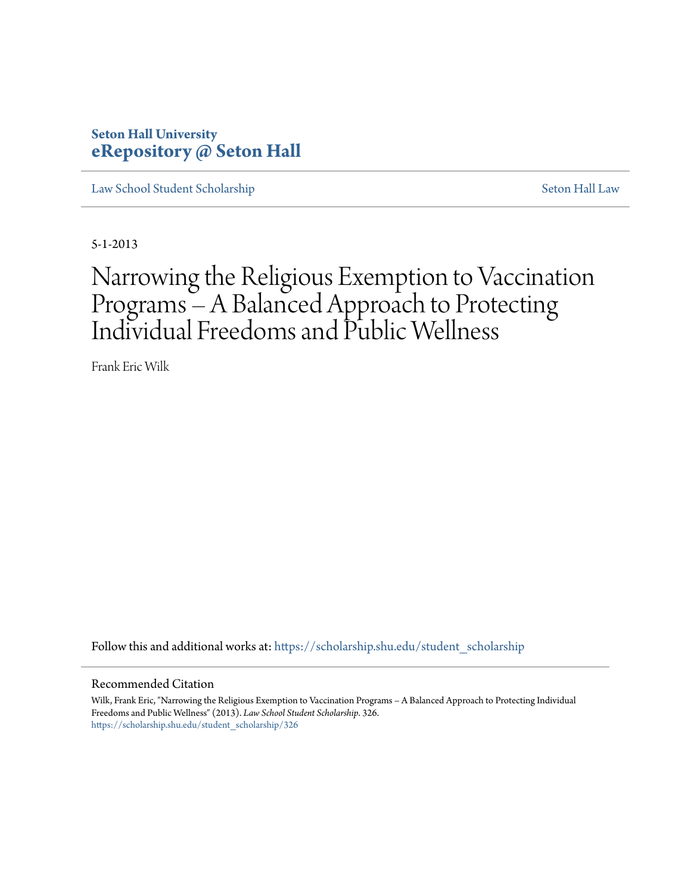**Seton Hall University**
**eRepository @ Seton Hall**

Law School Student Scholarship | Seton Hall Law

5-1-2013

# Narrowing the Religious Exemption to Vaccination Programs – A Balanced Approach to Protecting Individual Freedoms and Public Wellness

Frank Eric Wilk

Follow this and additional works at: https://scholarship.shu.edu/student_scholarship

## Recommended Citation

Wilk, Frank Eric, "Narrowing the Religious Exemption to Vaccination Programs – A Balanced Approach to Protecting Individual Freedoms and Public Wellness" (2013). *Law School Student Scholarship*. 326.
https://scholarship.shu.edu/student_scholarship/326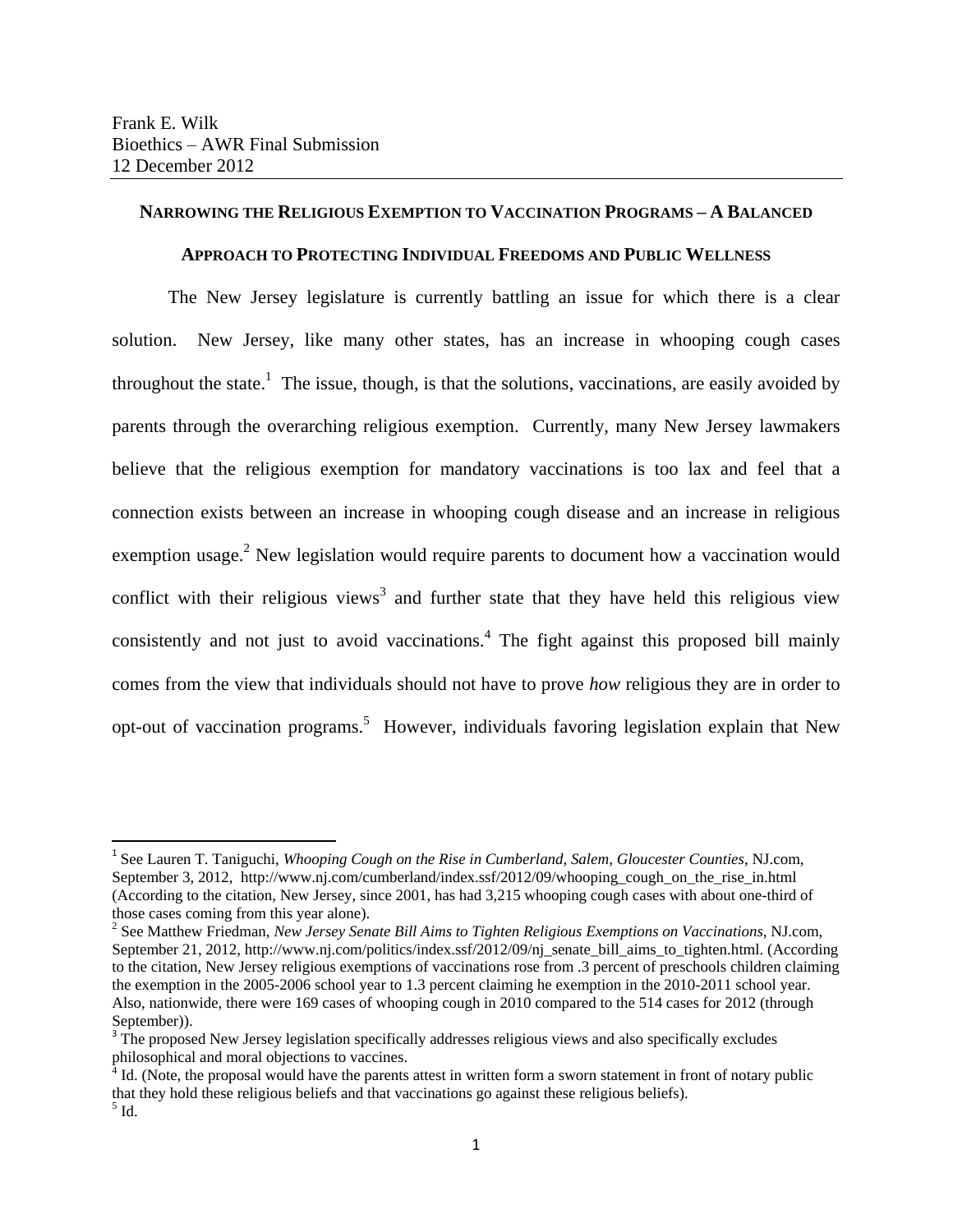Frank E. Wilk
Bioethics – AWR Final Submission
12 December 2012

## NARROWING THE RELIGIOUS EXEMPTION TO VACCINATION PROGRAMS – A BALANCED APPROACH TO PROTECTING INDIVIDUAL FREEDOMS AND PUBLIC WELLNESS

The New Jersey legislature is currently battling an issue for which there is a clear solution. New Jersey, like many other states, has an increase in whooping cough cases throughout the state.[1] The issue, though, is that the solutions, vaccinations, are easily avoided by parents through the overarching religious exemption. Currently, many New Jersey lawmakers believe that the religious exemption for mandatory vaccinations is too lax and feel that a connection exists between an increase in whooping cough disease and an increase in religious exemption usage.[2] New legislation would require parents to document how a vaccination would conflict with their religious views[3] and further state that they have held this religious view consistently and not just to avoid vaccinations.[4] The fight against this proposed bill mainly comes from the view that individuals should not have to prove *how* religious they are in order to opt-out of vaccination programs.[5] However, individuals favoring legislation explain that New

---

[1] See Lauren T. Taniguchi, *Whooping Cough on the Rise in Cumberland, Salem, Gloucester Counties*, NJ.com, September 3, 2012, http://www.nj.com/cumberland/index.ssf/2012/09/whooping_cough_on_the_rise_in.html (According to the citation, New Jersey, since 2001, has had 3,215 whooping cough cases with about one-third of those cases coming from this year alone).

[2] See Matthew Friedman, *New Jersey Senate Bill Aims to Tighten Religious Exemptions on Vaccinations*, NJ.com, September 21, 2012, http://www.nj.com/politics/index.ssf/2012/09/nj_senate_bill_aims_to_tighten.html. (According to the citation, New Jersey religious exemptions of vaccinations rose from .3 percent of preschools children claiming the exemption in the 2005-2006 school year to 1.3 percent claiming he exemption in the 2010-2011 school year. Also, nationwide, there were 169 cases of whooping cough in 2010 compared to the 514 cases for 2012 (through September)).

[3] The proposed New Jersey legislation specifically addresses religious views and also specifically excludes philosophical and moral objections to vaccines.

[4] Id. (Note, the proposal would have the parents attest in written form a sworn statement in front of notary public that they hold these religious beliefs and that vaccinations go against these religious beliefs).

[5] Id.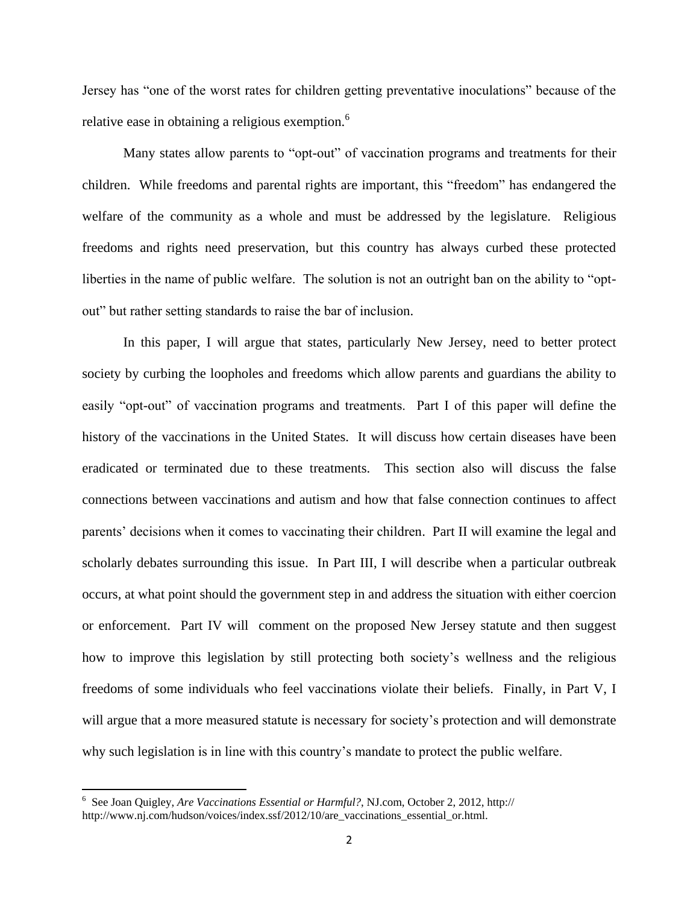Jersey has "one of the worst rates for children getting preventative inoculations" because of the relative ease in obtaining a religious exemption.[6]

Many states allow parents to "opt-out" of vaccination programs and treatments for their children. While freedoms and parental rights are important, this "freedom" has endangered the welfare of the community as a whole and must be addressed by the legislature. Religious freedoms and rights need preservation, but this country has always curbed these protected liberties in the name of public welfare. The solution is not an outright ban on the ability to "opt-out" but rather setting standards to raise the bar of inclusion.

In this paper, I will argue that states, particularly New Jersey, need to better protect society by curbing the loopholes and freedoms which allow parents and guardians the ability to easily "opt-out" of vaccination programs and treatments. Part I of this paper will define the history of the vaccinations in the United States. It will discuss how certain diseases have been eradicated or terminated due to these treatments. This section also will discuss the false connections between vaccinations and autism and how that false connection continues to affect parents' decisions when it comes to vaccinating their children. Part II will examine the legal and scholarly debates surrounding this issue. In Part III, I will describe when a particular outbreak occurs, at what point should the government step in and address the situation with either coercion or enforcement. Part IV will comment on the proposed New Jersey statute and then suggest how to improve this legislation by still protecting both society's wellness and the religious freedoms of some individuals who feel vaccinations violate their beliefs. Finally, in Part V, I will argue that a more measured statute is necessary for society's protection and will demonstrate why such legislation is in line with this country's mandate to protect the public welfare.

---

[6] See Joan Quigley, *Are Vaccinations Essential or Harmful?*, NJ.com, October 2, 2012, http:// http://www.nj.com/hudson/voices/index.ssf/2012/10/are_vaccinations_essential_or.html.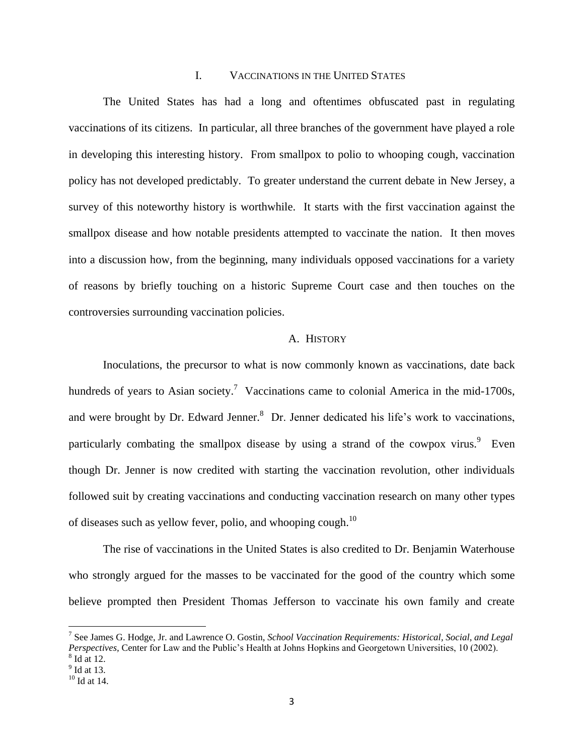## I. VACCINATIONS IN THE UNITED STATES

The United States has had a long and oftentimes obfuscated past in regulating vaccinations of its citizens. In particular, all three branches of the government have played a role in developing this interesting history. From smallpox to polio to whooping cough, vaccination policy has not developed predictably. To greater understand the current debate in New Jersey, a survey of this noteworthy history is worthwhile. It starts with the first vaccination against the smallpox disease and how notable presidents attempted to vaccinate the nation. It then moves into a discussion how, from the beginning, many individuals opposed vaccinations for a variety of reasons by briefly touching on a historic Supreme Court case and then touches on the controversies surrounding vaccination policies.

### A. HISTORY

Inoculations, the precursor to what is now commonly known as vaccinations, date back hundreds of years to Asian society.[7] Vaccinations came to colonial America in the mid-1700s, and were brought by Dr. Edward Jenner.[8] Dr. Jenner dedicated his life's work to vaccinations, particularly combating the smallpox disease by using a strand of the cowpox virus.[9] Even though Dr. Jenner is now credited with starting the vaccination revolution, other individuals followed suit by creating vaccinations and conducting vaccination research on many other types of diseases such as yellow fever, polio, and whooping cough.[10]

The rise of vaccinations in the United States is also credited to Dr. Benjamin Waterhouse who strongly argued for the masses to be vaccinated for the good of the country which some believe prompted then President Thomas Jefferson to vaccinate his own family and create

---

[7] See James G. Hodge, Jr. and Lawrence O. Gostin, *School Vaccination Requirements: Historical, Social, and Legal Perspectives*, Center for Law and the Public's Health at Johns Hopkins and Georgetown Universities, 10 (2002).
[8] Id at 12.
[9] Id at 13.
[10] Id at 14.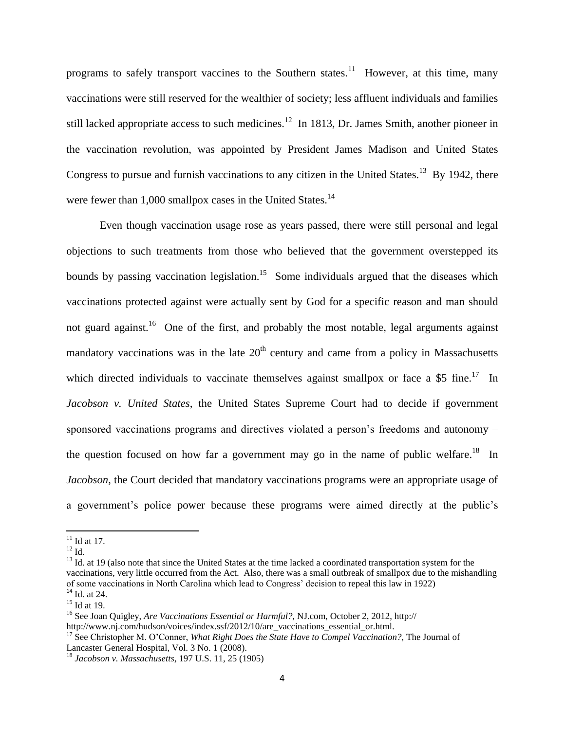programs to safely transport vaccines to the Southern states.[11] However, at this time, many vaccinations were still reserved for the wealthier of society; less affluent individuals and families still lacked appropriate access to such medicines.[12] In 1813, Dr. James Smith, another pioneer in the vaccination revolution, was appointed by President James Madison and United States Congress to pursue and furnish vaccinations to any citizen in the United States.[13] By 1942, there were fewer than 1,000 smallpox cases in the United States.[14]

Even though vaccination usage rose as years passed, there were still personal and legal objections to such treatments from those who believed that the government overstepped its bounds by passing vaccination legislation.[15] Some individuals argued that the diseases which vaccinations protected against were actually sent by God for a specific reason and man should not guard against.[16] One of the first, and probably the most notable, legal arguments against mandatory vaccinations was in the late 20th century and came from a policy in Massachusetts which directed individuals to vaccinate themselves against smallpox or face a $5 fine.[17] In *Jacobson v. United States*, the United States Supreme Court had to decide if government sponsored vaccinations programs and directives violated a person's freedoms and autonomy – the question focused on how far a government may go in the name of public welfare.[18] In *Jacobson*, the Court decided that mandatory vaccinations programs were an appropriate usage of a government's police power because these programs were aimed directly at the public's

---

[11] Id at 17.

[12] Id.

[13] Id. at 19 (also note that since the United States at the time lacked a coordinated transportation system for the vaccinations, very little occurred from the Act. Also, there was a small outbreak of smallpox due to the mishandling of some vaccinations in North Carolina which lead to Congress' decision to repeal this law in 1922)

[14] Id. at 24.

[15] Id at 19.

[16] See Joan Quigley, *Are Vaccinations Essential or Harmful?*, NJ.com, October 2, 2012, http:// http://www.nj.com/hudson/voices/index.ssf/2012/10/are_vaccinations_essential_or.html.

[17] See Christopher M. O'Conner, *What Right Does the State Have to Compel Vaccination?*, The Journal of Lancaster General Hospital, Vol. 3 No. 1 (2008).

[18] *Jacobson v. Massachusetts*, 197 U.S. 11, 25 (1905)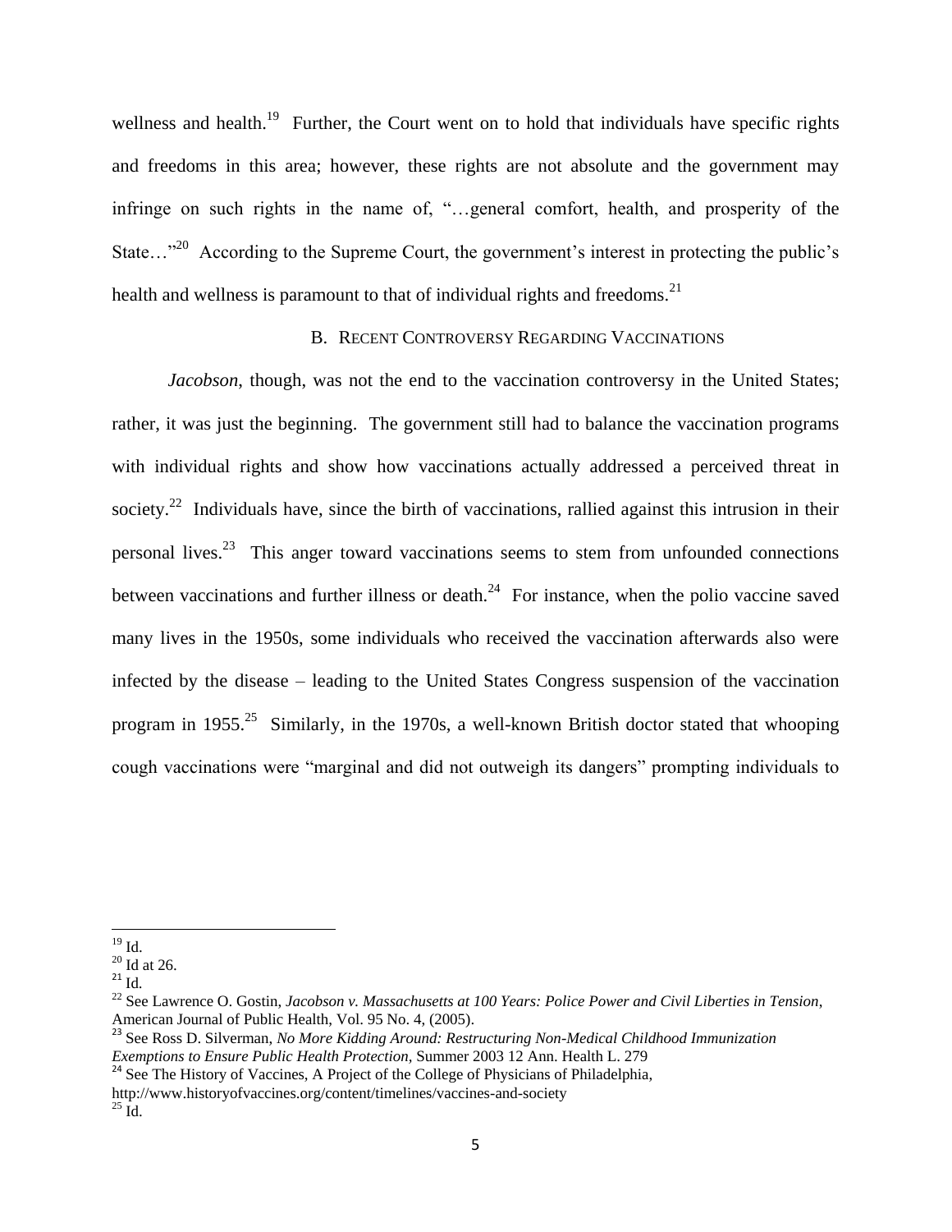wellness and health.[19] Further, the Court went on to hold that individuals have specific rights and freedoms in this area; however, these rights are not absolute and the government may infringe on such rights in the name of, "…general comfort, health, and prosperity of the State…"[20] According to the Supreme Court, the government's interest in protecting the public's health and wellness is paramount to that of individual rights and freedoms.[21]

### B. Recent Controversy Regarding Vaccinations

*Jacobson*, though, was not the end to the vaccination controversy in the United States; rather, it was just the beginning. The government still had to balance the vaccination programs with individual rights and show how vaccinations actually addressed a perceived threat in society.[22] Individuals have, since the birth of vaccinations, rallied against this intrusion in their personal lives.[23] This anger toward vaccinations seems to stem from unfounded connections between vaccinations and further illness or death.[24] For instance, when the polio vaccine saved many lives in the 1950s, some individuals who received the vaccination afterwards also were infected by the disease – leading to the United States Congress suspension of the vaccination program in 1955.[25] Similarly, in the 1970s, a well-known British doctor stated that whooping cough vaccinations were "marginal and did not outweigh its dangers" prompting individuals to

---

[19] Id.

[20] Id at 26.

[21] Id.

[22] See Lawrence O. Gostin, *Jacobson v. Massachusetts at 100 Years: Police Power and Civil Liberties in Tension*, American Journal of Public Health, Vol. 95 No. 4, (2005).

[23] See Ross D. Silverman, *No More Kidding Around: Restructuring Non-Medical Childhood Immunization Exemptions to Ensure Public Health Protection,* Summer 2003 12 Ann. Health L. 279

[24] See The History of Vaccines, A Project of the College of Physicians of Philadelphia, http://www.historyofvaccines.org/content/timelines/vaccines-and-society

[25] Id.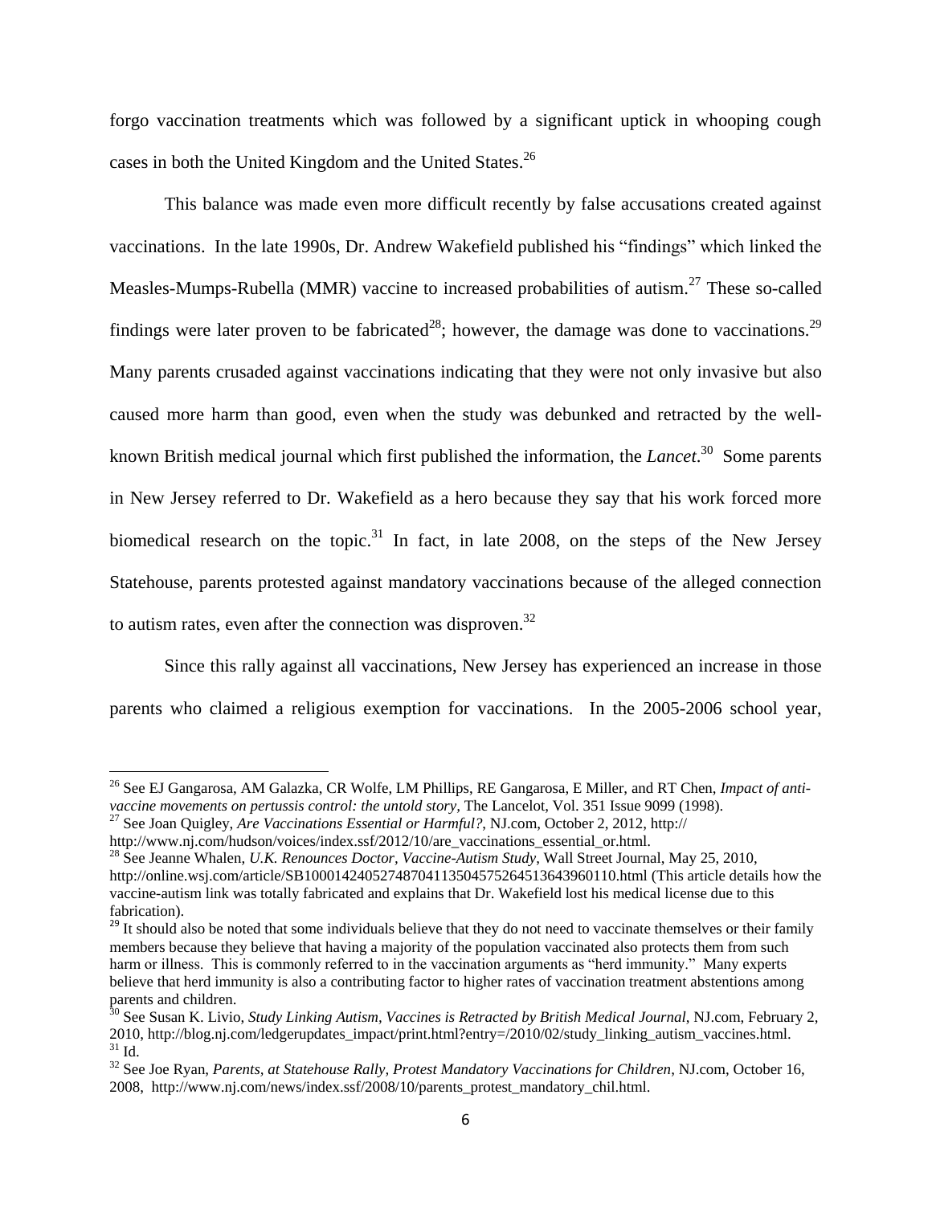forgo vaccination treatments which was followed by a significant uptick in whooping cough cases in both the United Kingdom and the United States.[26]

This balance was made even more difficult recently by false accusations created against vaccinations. In the late 1990s, Dr. Andrew Wakefield published his "findings" which linked the Measles-Mumps-Rubella (MMR) vaccine to increased probabilities of autism.[27] These so-called findings were later proven to be fabricated[28]; however, the damage was done to vaccinations.[29] Many parents crusaded against vaccinations indicating that they were not only invasive but also caused more harm than good, even when the study was debunked and retracted by the well-known British medical journal which first published the information, the *Lancet*.[30] Some parents in New Jersey referred to Dr. Wakefield as a hero because they say that his work forced more biomedical research on the topic.[31] In fact, in late 2008, on the steps of the New Jersey Statehouse, parents protested against mandatory vaccinations because of the alleged connection to autism rates, even after the connection was disproven.[32]

Since this rally against all vaccinations, New Jersey has experienced an increase in those parents who claimed a religious exemption for vaccinations. In the 2005-2006 school year,

---

[26] See EJ Gangarosa, AM Galazka, CR Wolfe, LM Phillips, RE Gangarosa, E Miller, and RT Chen, *Impact of anti-vaccine movements on pertussis control: the untold story*, The Lancelot, Vol. 351 Issue 9099 (1998).

[27] See Joan Quigley, *Are Vaccinations Essential or Harmful?*, NJ.com, October 2, 2012, http:// http://www.nj.com/hudson/voices/index.ssf/2012/10/are_vaccinations_essential_or.html.

[28] See Jeanne Whalen, *U.K. Renounces Doctor, Vaccine-Autism Study*, Wall Street Journal, May 25, 2010, http://online.wsj.com/article/SB10001424052748704113504575264513643960110.html (This article details how the vaccine-autism link was totally fabricated and explains that Dr. Wakefield lost his medical license due to this fabrication).

[29] It should also be noted that some individuals believe that they do not need to vaccinate themselves or their family members because they believe that having a majority of the population vaccinated also protects them from such harm or illness. This is commonly referred to in the vaccination arguments as "herd immunity." Many experts believe that herd immunity is also a contributing factor to higher rates of vaccination treatment abstentions among parents and children.

[30] See Susan K. Livio, *Study Linking Autism, Vaccines is Retracted by British Medical Journal*, NJ.com, February 2, 2010, http://blog.nj.com/ledgerupdates_impact/print.html?entry=/2010/02/study_linking_autism_vaccines.html.

[31] Id.

[32] See Joe Ryan, *Parents, at Statehouse Rally, Protest Mandatory Vaccinations for Children*, NJ.com, October 16, 2008, http://www.nj.com/news/index.ssf/2008/10/parents_protest_mandatory_chil.html.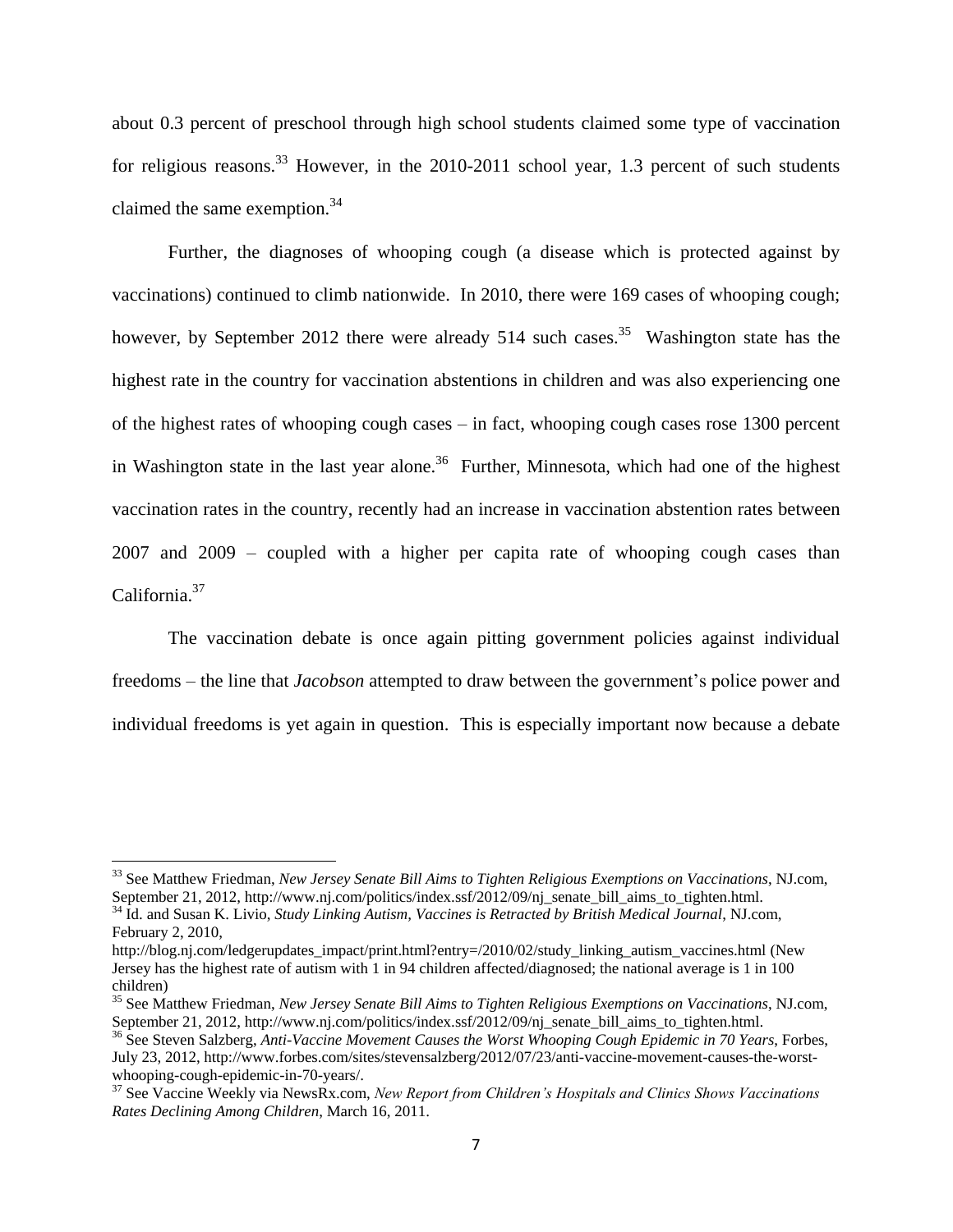about 0.3 percent of preschool through high school students claimed some type of vaccination for religious reasons.[33] However, in the 2010-2011 school year, 1.3 percent of such students claimed the same exemption.[34]

Further, the diagnoses of whooping cough (a disease which is protected against by vaccinations) continued to climb nationwide. In 2010, there were 169 cases of whooping cough; however, by September 2012 there were already 514 such cases.[35] Washington state has the highest rate in the country for vaccination abstentions in children and was also experiencing one of the highest rates of whooping cough cases – in fact, whooping cough cases rose 1300 percent in Washington state in the last year alone.[36] Further, Minnesota, which had one of the highest vaccination rates in the country, recently had an increase in vaccination abstention rates between 2007 and 2009 – coupled with a higher per capita rate of whooping cough cases than California.[37]

The vaccination debate is once again pitting government policies against individual freedoms – the line that *Jacobson* attempted to draw between the government's police power and individual freedoms is yet again in question. This is especially important now because a debate

---

[33] See Matthew Friedman, *New Jersey Senate Bill Aims to Tighten Religious Exemptions on Vaccinations*, NJ.com, September 21, 2012, http://www.nj.com/politics/index.ssf/2012/09/nj_senate_bill_aims_to_tighten.html.

[34] Id. and Susan K. Livio, *Study Linking Autism, Vaccines is Retracted by British Medical Journal*, NJ.com, February 2, 2010, http://blog.nj.com/ledgerupdates_impact/print.html?entry=/2010/02/study_linking_autism_vaccines.html (New Jersey has the highest rate of autism with 1 in 94 children affected/diagnosed; the national average is 1 in 100 children)

[35] See Matthew Friedman, *New Jersey Senate Bill Aims to Tighten Religious Exemptions on Vaccinations*, NJ.com, September 21, 2012, http://www.nj.com/politics/index.ssf/2012/09/nj_senate_bill_aims_to_tighten.html.

[36] See Steven Salzberg, *Anti-Vaccine Movement Causes the Worst Whooping Cough Epidemic in 70 Years*, Forbes, July 23, 2012, http://www.forbes.com/sites/stevensalzberg/2012/07/23/anti-vaccine-movement-causes-the-worst-whooping-cough-epidemic-in-70-years/.

[37] See Vaccine Weekly via NewsRx.com, *New Report from Children's Hospitals and Clinics Shows Vaccinations Rates Declining Among Children*, March 16, 2011.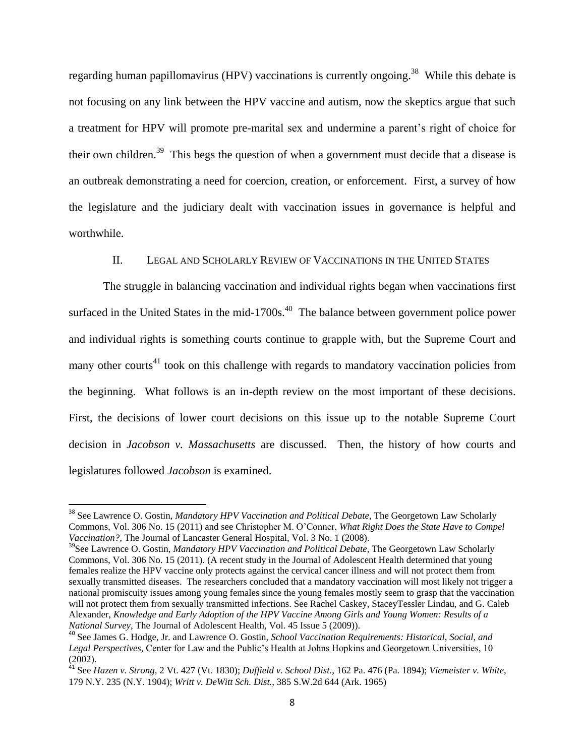regarding human papillomavirus (HPV) vaccinations is currently ongoing.[38] While this debate is not focusing on any link between the HPV vaccine and autism, now the skeptics argue that such a treatment for HPV will promote pre-marital sex and undermine a parent's right of choice for their own children.[39] This begs the question of when a government must decide that a disease is an outbreak demonstrating a need for coercion, creation, or enforcement. First, a survey of how the legislature and the judiciary dealt with vaccination issues in governance is helpful and worthwhile.

## II. LEGAL AND SCHOLARLY REVIEW OF VACCINATIONS IN THE UNITED STATES

The struggle in balancing vaccination and individual rights began when vaccinations first surfaced in the United States in the mid-1700s.[40] The balance between government police power and individual rights is something courts continue to grapple with, but the Supreme Court and many other courts[41] took on this challenge with regards to mandatory vaccination policies from the beginning. What follows is an in-depth review on the most important of these decisions. First, the decisions of lower court decisions on this issue up to the notable Supreme Court decision in *Jacobson v. Massachusetts* are discussed. Then, the history of how courts and legislatures followed *Jacobson* is examined.

---

[38] See Lawrence O. Gostin, *Mandatory HPV Vaccination and Political Debate*, The Georgetown Law Scholarly Commons, Vol. 306 No. 15 (2011) and see Christopher M. O'Conner, *What Right Does the State Have to Compel Vaccination?,* The Journal of Lancaster General Hospital, Vol. 3 No. 1 (2008).

[39] See Lawrence O. Gostin, *Mandatory HPV Vaccination and Political Debate*, The Georgetown Law Scholarly Commons, Vol. 306 No. 15 (2011). (A recent study in the Journal of Adolescent Health determined that young females realize the HPV vaccine only protects against the cervical cancer illness and will not protect them from sexually transmitted diseases. The researchers concluded that a mandatory vaccination will most likely not trigger a national promiscuity issues among young females since the young females mostly seem to grasp that the vaccination will not protect them from sexually transmitted infections. See Rachel Caskey, StaceyTessler Lindau, and G. Caleb Alexander, *Knowledge and Early Adoption of the HPV Vaccine Among Girls and Young Women: Results of a National Survey*, The Journal of Adolescent Health, Vol. 45 Issue 5 (2009)).

[40] See James G. Hodge, Jr. and Lawrence O. Gostin, *School Vaccination Requirements: Historical, Social, and Legal Perspectives*, Center for Law and the Public's Health at Johns Hopkins and Georgetown Universities, 10 (2002).

[41] See *Hazen v. Strong*, 2 Vt. 427 (Vt. 1830); *Duffield v. School Dist.,* 162 Pa. 476 (Pa. 1894); *Viemeister v. White*, 179 N.Y. 235 (N.Y. 1904); *Writt v. DeWitt Sch. Dist.*, 385 S.W.2d 644 (Ark. 1965)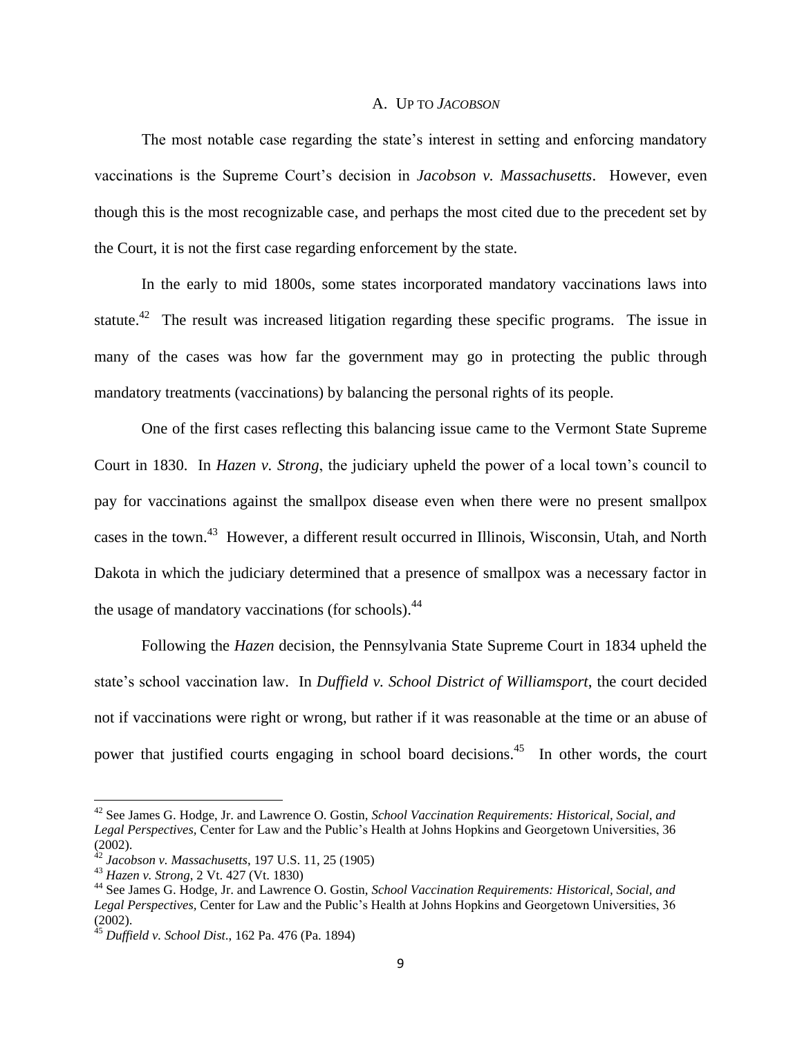## A. UP TO *JACOBSON*

The most notable case regarding the state's interest in setting and enforcing mandatory vaccinations is the Supreme Court's decision in *Jacobson v. Massachusetts*. However, even though this is the most recognizable case, and perhaps the most cited due to the precedent set by the Court, it is not the first case regarding enforcement by the state.

In the early to mid 1800s, some states incorporated mandatory vaccinations laws into statute.[42] The result was increased litigation regarding these specific programs. The issue in many of the cases was how far the government may go in protecting the public through mandatory treatments (vaccinations) by balancing the personal rights of its people.

One of the first cases reflecting this balancing issue came to the Vermont State Supreme Court in 1830. In *Hazen v. Strong*, the judiciary upheld the power of a local town's council to pay for vaccinations against the smallpox disease even when there were no present smallpox cases in the town.[43] However, a different result occurred in Illinois, Wisconsin, Utah, and North Dakota in which the judiciary determined that a presence of smallpox was a necessary factor in the usage of mandatory vaccinations (for schools).[44]

Following the *Hazen* decision, the Pennsylvania State Supreme Court in 1834 upheld the state's school vaccination law. In *Duffield v. School District of Williamsport*, the court decided not if vaccinations were right or wrong, but rather if it was reasonable at the time or an abuse of power that justified courts engaging in school board decisions.[45] In other words, the court

---

[42] See James G. Hodge, Jr. and Lawrence O. Gostin, *School Vaccination Requirements: Historical, Social, and Legal Perspectives*, Center for Law and the Public's Health at Johns Hopkins and Georgetown Universities, 36 (2002).

[42] *Jacobson v. Massachusetts*, 197 U.S. 11, 25 (1905)

[43] *Hazen v. Strong*, 2 Vt. 427 (Vt. 1830)

[44] See James G. Hodge, Jr. and Lawrence O. Gostin, *School Vaccination Requirements: Historical, Social, and Legal Perspectives*, Center for Law and the Public's Health at Johns Hopkins and Georgetown Universities, 36 (2002).

[45] *Duffield v. School Dist.*, 162 Pa. 476 (Pa. 1894)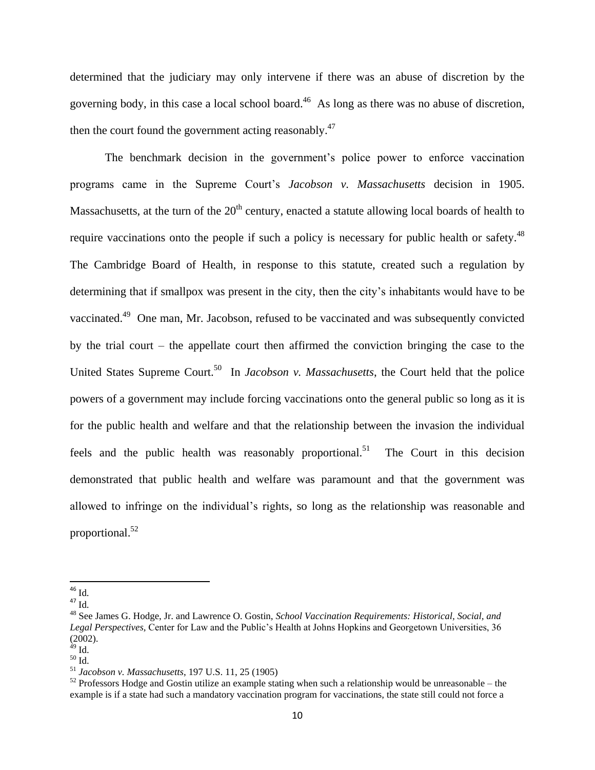determined that the judiciary may only intervene if there was an abuse of discretion by the governing body, in this case a local school board.[46] As long as there was no abuse of discretion, then the court found the government acting reasonably.[47]

The benchmark decision in the government's police power to enforce vaccination programs came in the Supreme Court's *Jacobson v. Massachusetts* decision in 1905. Massachusetts, at the turn of the 20th century, enacted a statute allowing local boards of health to require vaccinations onto the people if such a policy is necessary for public health or safety.[48] The Cambridge Board of Health, in response to this statute, created such a regulation by determining that if smallpox was present in the city, then the city's inhabitants would have to be vaccinated.[49] One man, Mr. Jacobson, refused to be vaccinated and was subsequently convicted by the trial court – the appellate court then affirmed the conviction bringing the case to the United States Supreme Court.[50] In *Jacobson v. Massachusetts*, the Court held that the police powers of a government may include forcing vaccinations onto the general public so long as it is for the public health and welfare and that the relationship between the invasion the individual feels and the public health was reasonably proportional.[51] The Court in this decision demonstrated that public health and welfare was paramount and that the government was allowed to infringe on the individual's rights, so long as the relationship was reasonable and proportional.[52]

---

[46] Id.
[47] Id.
[48] See James G. Hodge, Jr. and Lawrence O. Gostin, *School Vaccination Requirements: Historical, Social, and Legal Perspectives*, Center for Law and the Public's Health at Johns Hopkins and Georgetown Universities, 36 (2002).
[49] Id.
[50] Id.
[51] *Jacobson v. Massachusetts*, 197 U.S. 11, 25 (1905)
[52] Professors Hodge and Gostin utilize an example stating when such a relationship would be unreasonable – the example is if a state had such a mandatory vaccination program for vaccinations, the state still could not force a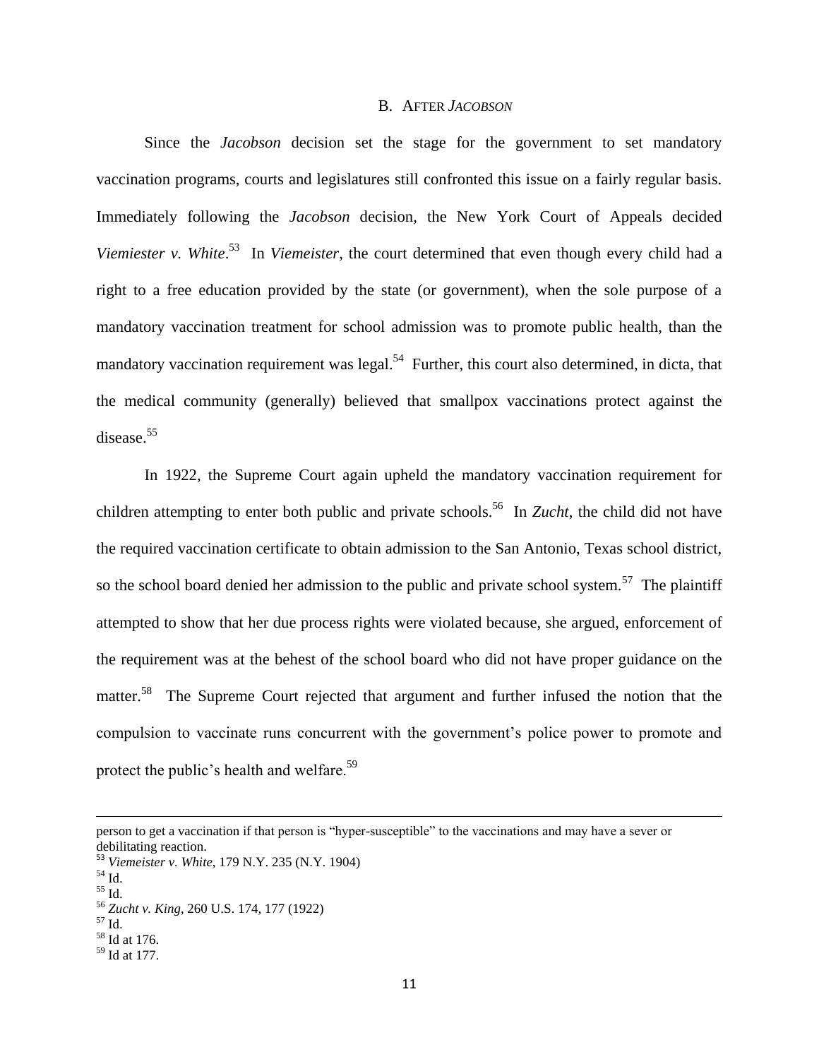## B. AFTER *JACOBSON*

Since the *Jacobson* decision set the stage for the government to set mandatory vaccination programs, courts and legislatures still confronted this issue on a fairly regular basis. Immediately following the *Jacobson* decision, the New York Court of Appeals decided *Viemiester v. White*.[53] In *Viemeister*, the court determined that even though every child had a right to a free education provided by the state (or government), when the sole purpose of a mandatory vaccination treatment for school admission was to promote public health, than the mandatory vaccination requirement was legal.[54] Further, this court also determined, in dicta, that the medical community (generally) believed that smallpox vaccinations protect against the disease.[55]

In 1922, the Supreme Court again upheld the mandatory vaccination requirement for children attempting to enter both public and private schools.[56] In *Zucht*, the child did not have the required vaccination certificate to obtain admission to the San Antonio, Texas school district, so the school board denied her admission to the public and private school system.[57] The plaintiff attempted to show that her due process rights were violated because, she argued, enforcement of the requirement was at the behest of the school board who did not have proper guidance on the matter.[58] The Supreme Court rejected that argument and further infused the notion that the compulsion to vaccinate runs concurrent with the government's police power to promote and protect the public's health and welfare.[59]

---

person to get a vaccination if that person is "hyper-susceptible" to the vaccinations and may have a sever or debilitating reaction.

[53] *Viemeister v. White*, 179 N.Y. 235 (N.Y. 1904)

[54] Id.

[55] Id.

[56] *Zucht v. King*, 260 U.S. 174, 177 (1922)

[57] Id.

[58] Id at 176.

[59] Id at 177.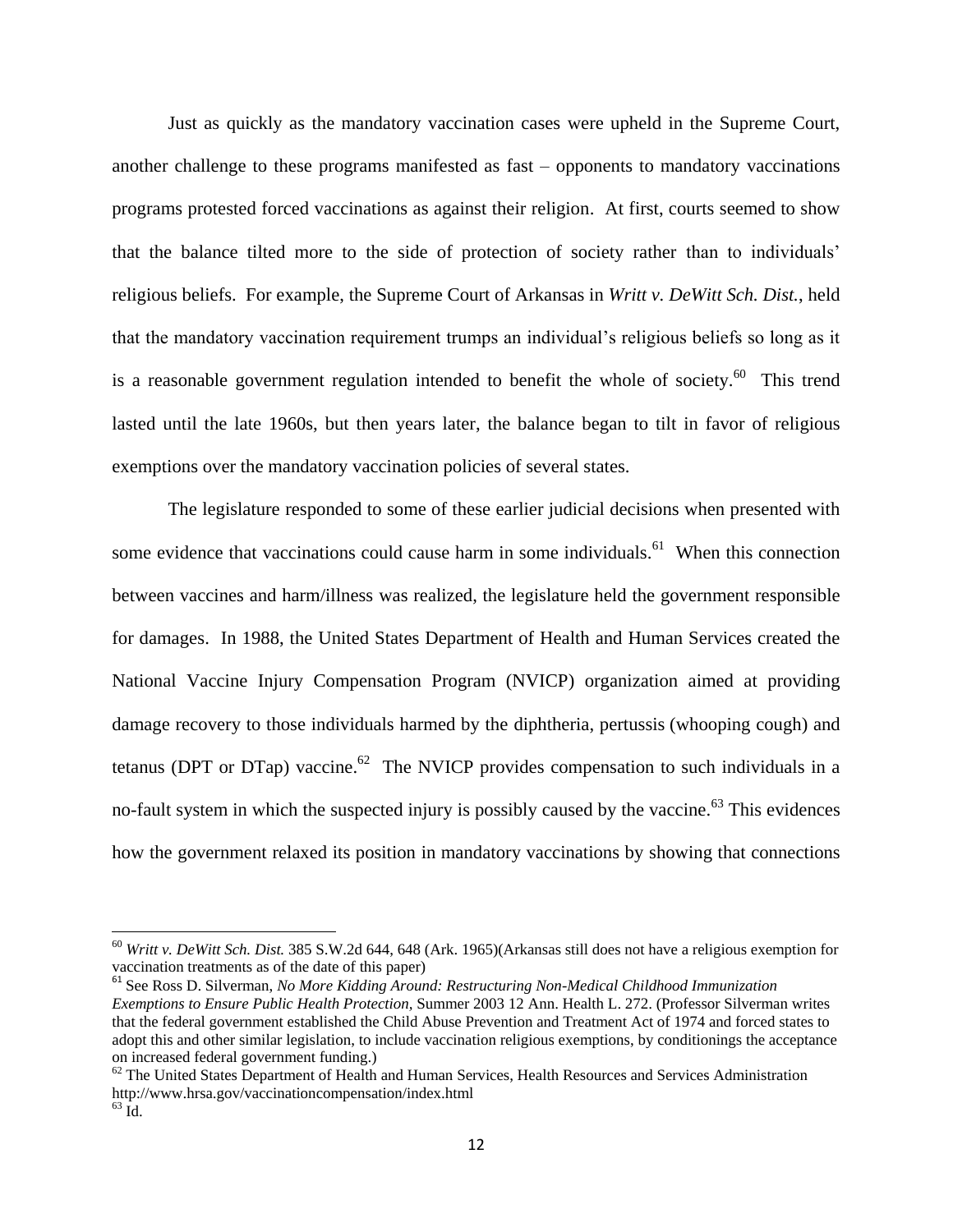Just as quickly as the mandatory vaccination cases were upheld in the Supreme Court, another challenge to these programs manifested as fast – opponents to mandatory vaccinations programs protested forced vaccinations as against their religion. At first, courts seemed to show that the balance tilted more to the side of protection of society rather than to individuals' religious beliefs. For example, the Supreme Court of Arkansas in *Writt v. DeWitt Sch. Dist.*, held that the mandatory vaccination requirement trumps an individual's religious beliefs so long as it is a reasonable government regulation intended to benefit the whole of society.[60] This trend lasted until the late 1960s, but then years later, the balance began to tilt in favor of religious exemptions over the mandatory vaccination policies of several states.

The legislature responded to some of these earlier judicial decisions when presented with some evidence that vaccinations could cause harm in some individuals.[61] When this connection between vaccines and harm/illness was realized, the legislature held the government responsible for damages. In 1988, the United States Department of Health and Human Services created the National Vaccine Injury Compensation Program (NVICP) organization aimed at providing damage recovery to those individuals harmed by the diphtheria, pertussis (whooping cough) and tetanus (DPT or DTap) vaccine.[62] The NVICP provides compensation to such individuals in a no-fault system in which the suspected injury is possibly caused by the vaccine.[63] This evidences how the government relaxed its position in mandatory vaccinations by showing that connections

---

[60] *Writt v. DeWitt Sch. Dist.* 385 S.W.2d 644, 648 (Ark. 1965)(Arkansas still does not have a religious exemption for vaccination treatments as of the date of this paper)

[61] See Ross D. Silverman, *No More Kidding Around: Restructuring Non-Medical Childhood Immunization Exemptions to Ensure Public Health Protection*, Summer 2003 12 Ann. Health L. 272. (Professor Silverman writes that the federal government established the Child Abuse Prevention and Treatment Act of 1974 and forced states to adopt this and other similar legislation, to include vaccination religious exemptions, by conditionings the acceptance on increased federal government funding.)

[62] The United States Department of Health and Human Services, Health Resources and Services Administration http://www.hrsa.gov/vaccinationcompensation/index.html

[63] Id.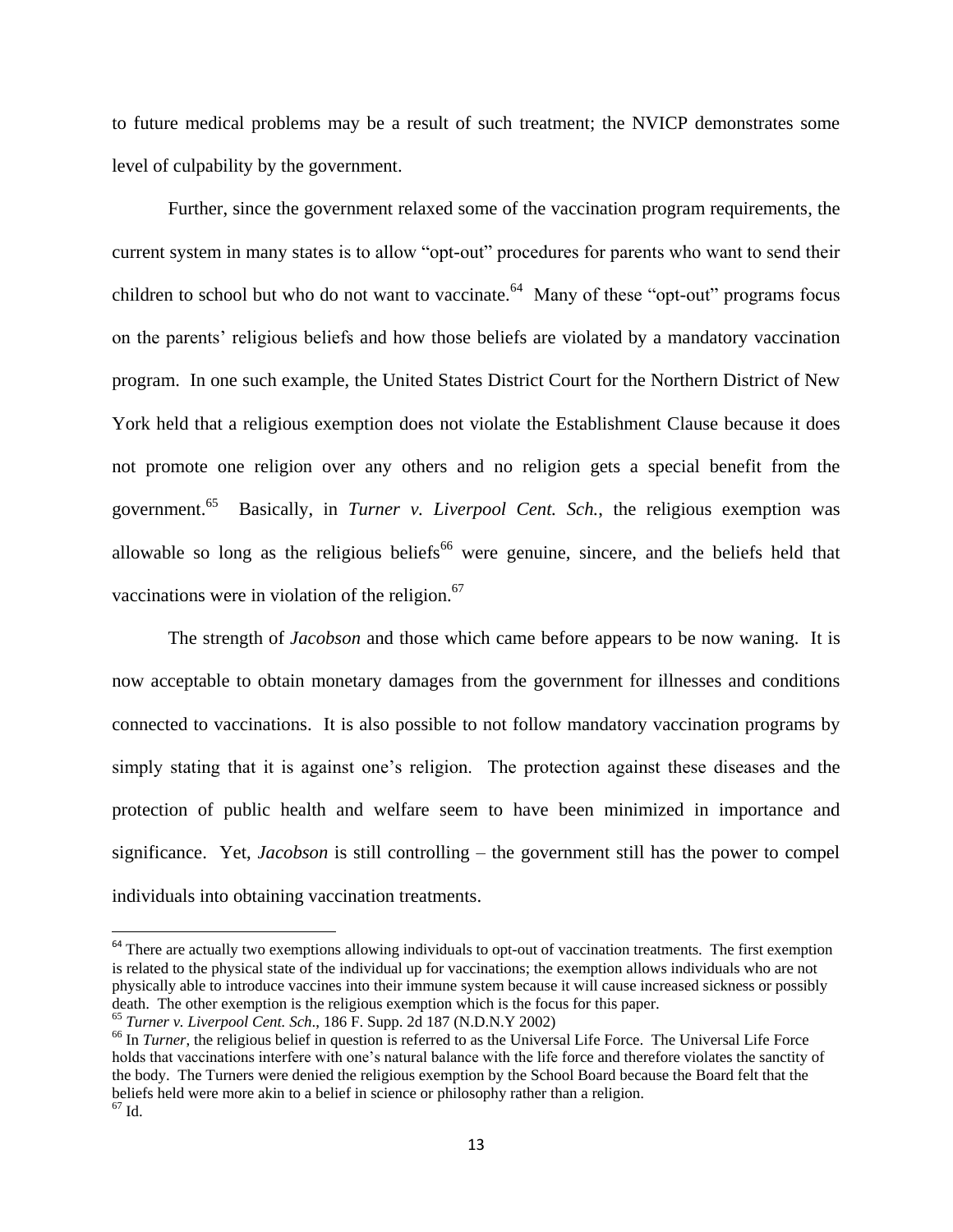to future medical problems may be a result of such treatment; the NVICP demonstrates some level of culpability by the government.

Further, since the government relaxed some of the vaccination program requirements, the current system in many states is to allow "opt-out" procedures for parents who want to send their children to school but who do not want to vaccinate.[64] Many of these "opt-out" programs focus on the parents' religious beliefs and how those beliefs are violated by a mandatory vaccination program. In one such example, the United States District Court for the Northern District of New York held that a religious exemption does not violate the Establishment Clause because it does not promote one religion over any others and no religion gets a special benefit from the government.[65] Basically, in *Turner v. Liverpool Cent. Sch.*, the religious exemption was allowable so long as the religious beliefs[66] were genuine, sincere, and the beliefs held that vaccinations were in violation of the religion.[67]

The strength of *Jacobson* and those which came before appears to be now waning. It is now acceptable to obtain monetary damages from the government for illnesses and conditions connected to vaccinations. It is also possible to not follow mandatory vaccination programs by simply stating that it is against one's religion. The protection against these diseases and the protection of public health and welfare seem to have been minimized in importance and significance. Yet, *Jacobson* is still controlling – the government still has the power to compel individuals into obtaining vaccination treatments.

---

[64] There are actually two exemptions allowing individuals to opt-out of vaccination treatments. The first exemption is related to the physical state of the individual up for vaccinations; the exemption allows individuals who are not physically able to introduce vaccines into their immune system because it will cause increased sickness or possibly death. The other exemption is the religious exemption which is the focus for this paper.

[65] *Turner v. Liverpool Cent. Sch*., 186 F. Supp. 2d 187 (N.D.N.Y 2002)

[66] In *Turner*, the religious belief in question is referred to as the Universal Life Force. The Universal Life Force holds that vaccinations interfere with one's natural balance with the life force and therefore violates the sanctity of the body. The Turners were denied the religious exemption by the School Board because the Board felt that the beliefs held were more akin to a belief in science or philosophy rather than a religion.

[67] Id.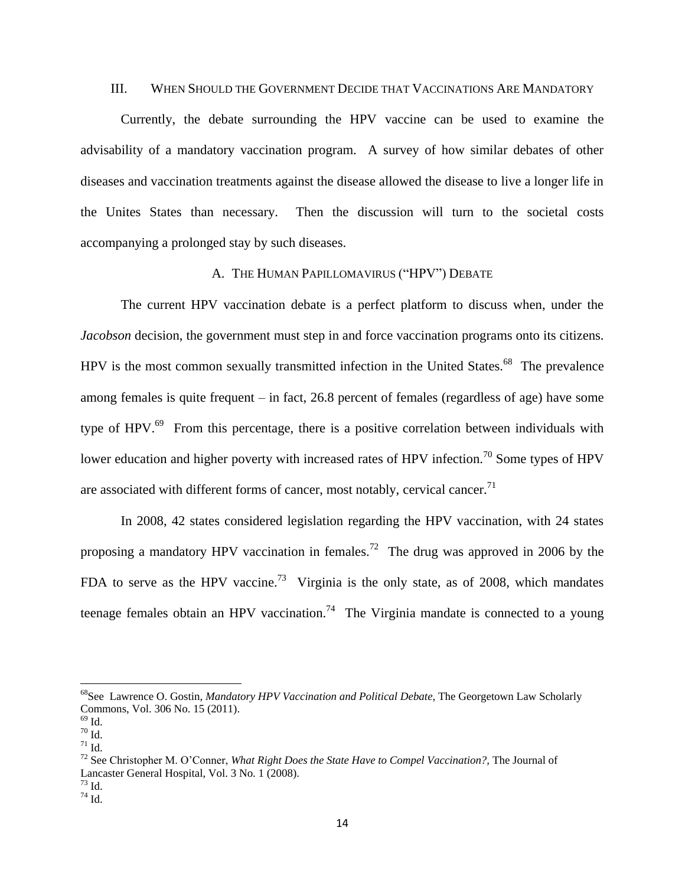## III. When Should the Government Decide that Vaccinations Are Mandatory

Currently, the debate surrounding the HPV vaccine can be used to examine the advisability of a mandatory vaccination program. A survey of how similar debates of other diseases and vaccination treatments against the disease allowed the disease to live a longer life in the Unites States than necessary. Then the discussion will turn to the societal costs accompanying a prolonged stay by such diseases.

### A. The Human Papillomavirus ("HPV") Debate

The current HPV vaccination debate is a perfect platform to discuss when, under the *Jacobson* decision, the government must step in and force vaccination programs onto its citizens. HPV is the most common sexually transmitted infection in the United States.[68] The prevalence among females is quite frequent – in fact, 26.8 percent of females (regardless of age) have some type of HPV.[69] From this percentage, there is a positive correlation between individuals with lower education and higher poverty with increased rates of HPV infection.[70] Some types of HPV are associated with different forms of cancer, most notably, cervical cancer.[71]

In 2008, 42 states considered legislation regarding the HPV vaccination, with 24 states proposing a mandatory HPV vaccination in females.[72] The drug was approved in 2006 by the FDA to serve as the HPV vaccine.[73] Virginia is the only state, as of 2008, which mandates teenage females obtain an HPV vaccination.[74] The Virginia mandate is connected to a young

---

[68] See Lawrence O. Gostin, *Mandatory HPV Vaccination and Political Debate*, The Georgetown Law Scholarly Commons, Vol. 306 No. 15 (2011).

[69] Id.

[70] Id.

[71] Id.

[72] See Christopher M. O'Conner, *What Right Does the State Have to Compel Vaccination?*, The Journal of Lancaster General Hospital, Vol. 3 No. 1 (2008).

[73] Id.

[74] Id.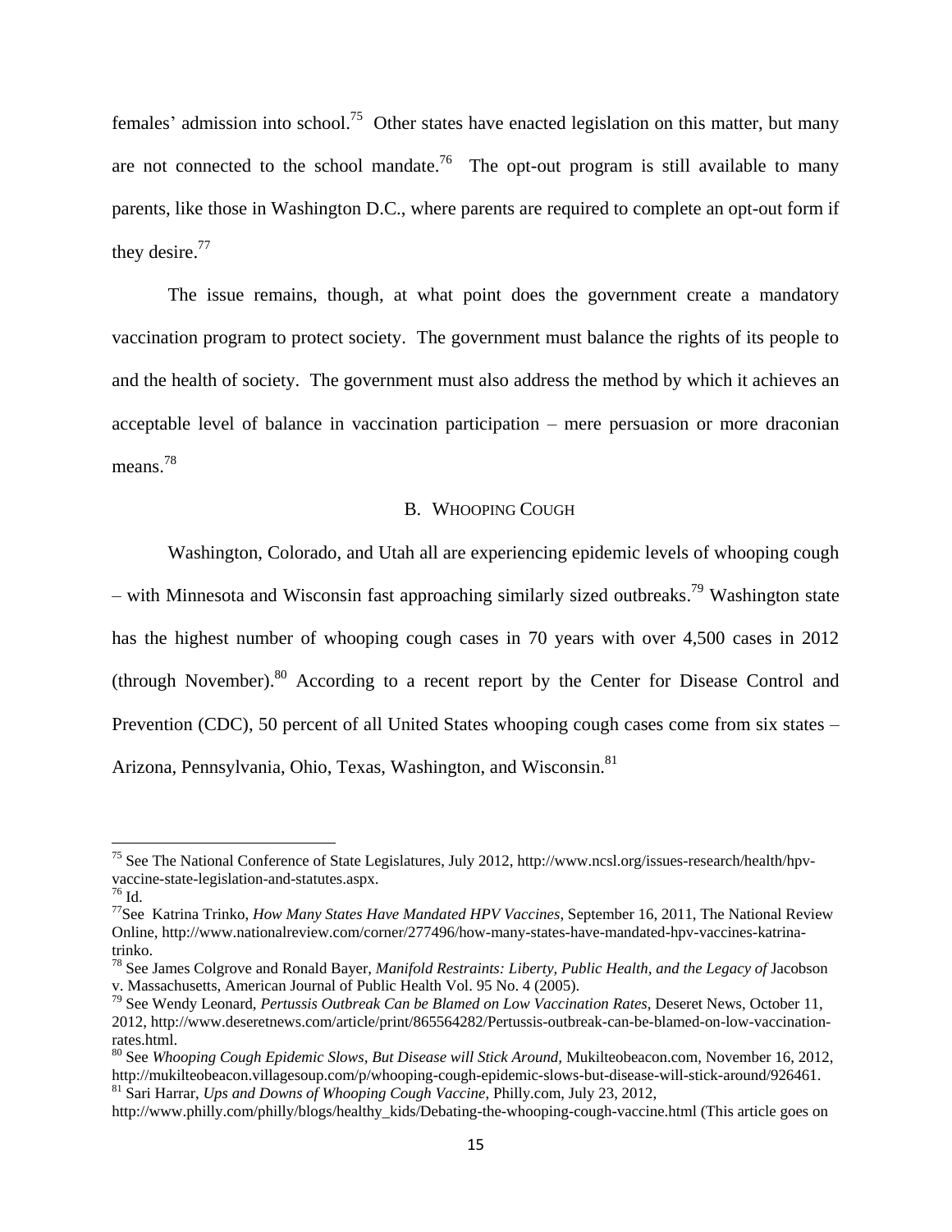females' admission into school.[75] Other states have enacted legislation on this matter, but many are not connected to the school mandate.[76] The opt-out program is still available to many parents, like those in Washington D.C., where parents are required to complete an opt-out form if they desire.[77]

The issue remains, though, at what point does the government create a mandatory vaccination program to protect society. The government must balance the rights of its people to and the health of society. The government must also address the method by which it achieves an acceptable level of balance in vaccination participation – mere persuasion or more draconian means.[78]

### B. WHOOPING COUGH

Washington, Colorado, and Utah all are experiencing epidemic levels of whooping cough – with Minnesota and Wisconsin fast approaching similarly sized outbreaks.[79] Washington state has the highest number of whooping cough cases in 70 years with over 4,500 cases in 2012 (through November).[80] According to a recent report by the Center for Disease Control and Prevention (CDC), 50 percent of all United States whooping cough cases come from six states – Arizona, Pennsylvania, Ohio, Texas, Washington, and Wisconsin.[81]

---

[75] See The National Conference of State Legislatures, July 2012, http://www.ncsl.org/issues-research/health/hpv-vaccine-state-legislation-and-statutes.aspx.

[76] Id.

[77] See Katrina Trinko, *How Many States Have Mandated HPV Vaccines*, September 16, 2011, The National Review Online, http://www.nationalreview.com/corner/277496/how-many-states-have-mandated-hpv-vaccines-katrina-trinko.

[78] See James Colgrove and Ronald Bayer, *Manifold Restraints: Liberty, Public Health, and the Legacy of* Jacobson v. Massachusetts, American Journal of Public Health Vol. 95 No. 4 (2005).

[79] See Wendy Leonard, *Pertussis Outbreak Can be Blamed on Low Vaccination Rates*, Deseret News, October 11, 2012, http://www.deseretnews.com/article/print/865564282/Pertussis-outbreak-can-be-blamed-on-low-vaccination-rates.html.

[80] See *Whooping Cough Epidemic Slows, But Disease will Stick Around,* Mukilteobeacon.com, November 16, 2012, http://mukilteobeacon.villagesoup.com/p/whooping-cough-epidemic-slows-but-disease-will-stick-around/926461.

[81] Sari Harrar, *Ups and Downs of Whooping Cough Vaccine*, Philly.com, July 23, 2012, http://www.philly.com/philly/blogs/healthy_kids/Debating-the-whooping-cough-vaccine.html (This article goes on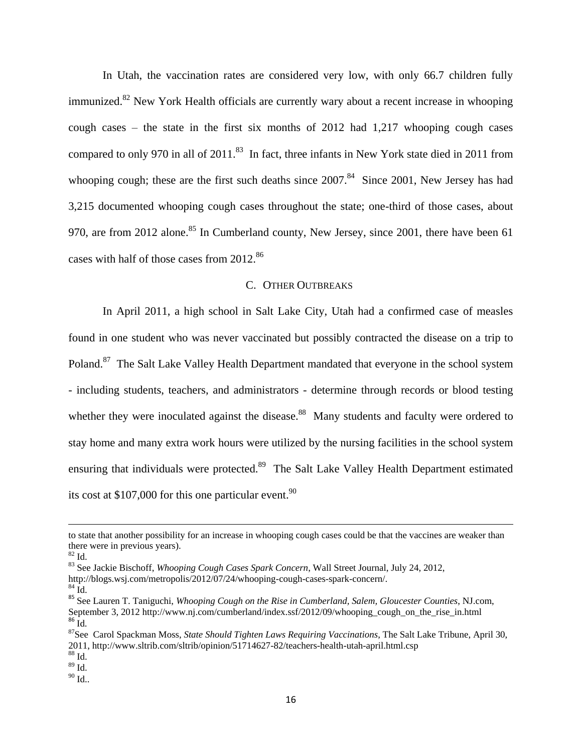In Utah, the vaccination rates are considered very low, with only 66.7 children fully immunized.[82] New York Health officials are currently wary about a recent increase in whooping cough cases – the state in the first six months of 2012 had 1,217 whooping cough cases compared to only 970 in all of 2011.[83] In fact, three infants in New York state died in 2011 from whooping cough; these are the first such deaths since 2007.[84] Since 2001, New Jersey has had 3,215 documented whooping cough cases throughout the state; one-third of those cases, about 970, are from 2012 alone.[85] In Cumberland county, New Jersey, since 2001, there have been 61 cases with half of those cases from 2012.[86]

### C. Other Outbreaks

In April 2011, a high school in Salt Lake City, Utah had a confirmed case of measles found in one student who was never vaccinated but possibly contracted the disease on a trip to Poland.[87] The Salt Lake Valley Health Department mandated that everyone in the school system - including students, teachers, and administrators - determine through records or blood testing whether they were inoculated against the disease.[88] Many students and faculty were ordered to stay home and many extra work hours were utilized by the nursing facilities in the school system ensuring that individuals were protected.[89] The Salt Lake Valley Health Department estimated its cost at $107,000 for this one particular event.[90]

---

to state that another possibility for an increase in whooping cough cases could be that the vaccines are weaker than there were in previous years).

[82] Id.

[83] See Jackie Bischoff, *Whooping Cough Cases Spark Concern*, Wall Street Journal, July 24, 2012, http://blogs.wsj.com/metropolis/2012/07/24/whooping-cough-cases-spark-concern/.

[84] Id.

[85] See Lauren T. Taniguchi, *Whooping Cough on the Rise in Cumberland, Salem, Gloucester Counties*, NJ.com, September 3, 2012 http://www.nj.com/cumberland/index.ssf/2012/09/whooping_cough_on_the_rise_in.html

[86] Id.

[87] See Carol Spackman Moss, *State Should Tighten Laws Requiring Vaccinations*, The Salt Lake Tribune, April 30, 2011, http://www.sltrib.com/sltrib/opinion/51714627-82/teachers-health-utah-april.html.csp

[88] Id.

[89] Id.

[90] Id..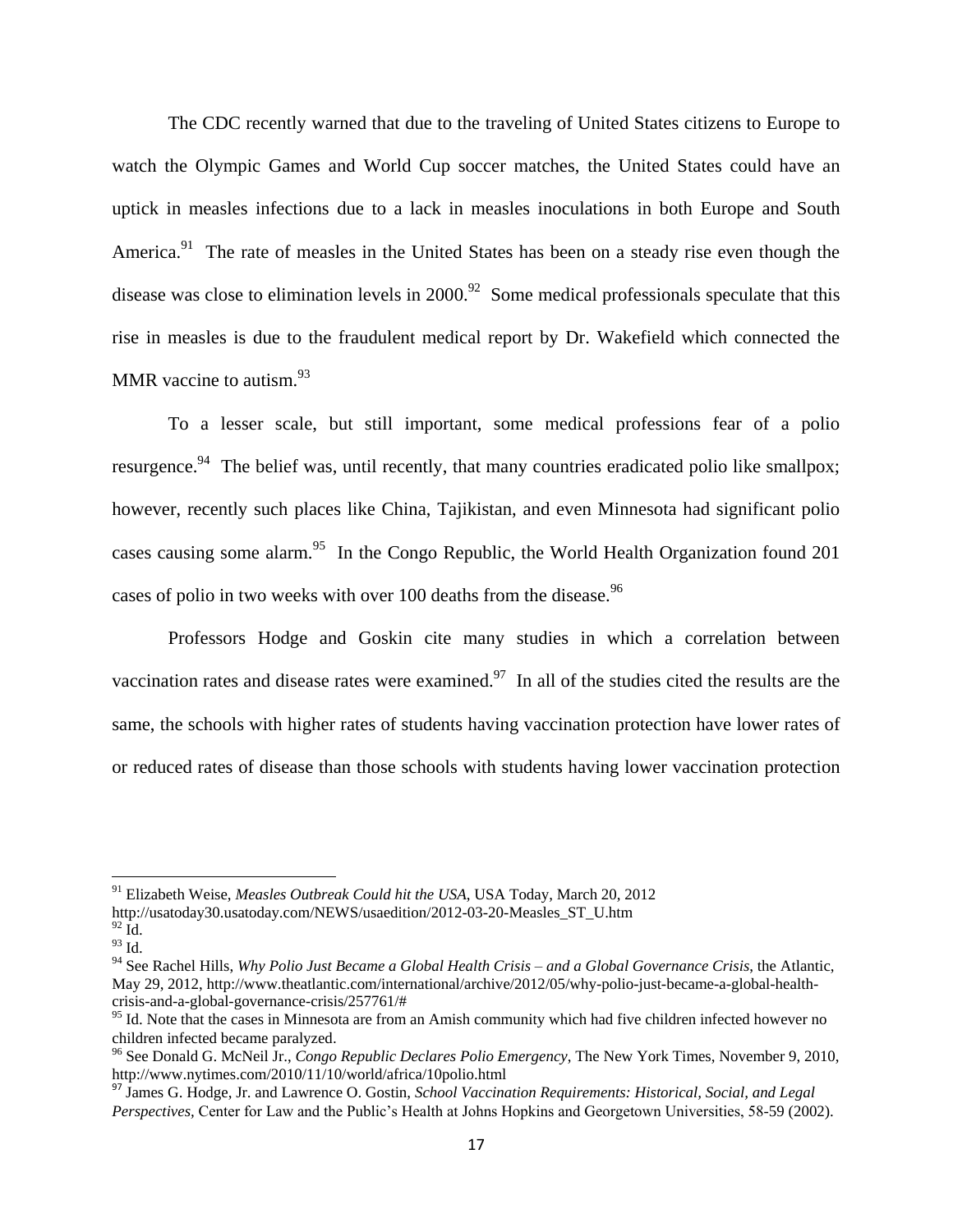The CDC recently warned that due to the traveling of United States citizens to Europe to watch the Olympic Games and World Cup soccer matches, the United States could have an uptick in measles infections due to a lack in measles inoculations in both Europe and South America.[91] The rate of measles in the United States has been on a steady rise even though the disease was close to elimination levels in 2000.[92] Some medical professionals speculate that this rise in measles is due to the fraudulent medical report by Dr. Wakefield which connected the MMR vaccine to autism.[93]

To a lesser scale, but still important, some medical professions fear of a polio resurgence.[94] The belief was, until recently, that many countries eradicated polio like smallpox; however, recently such places like China, Tajikistan, and even Minnesota had significant polio cases causing some alarm.[95] In the Congo Republic, the World Health Organization found 201 cases of polio in two weeks with over 100 deaths from the disease.[96]

Professors Hodge and Goskin cite many studies in which a correlation between vaccination rates and disease rates were examined.[97] In all of the studies cited the results are the same, the schools with higher rates of students having vaccination protection have lower rates of or reduced rates of disease than those schools with students having lower vaccination protection

---

[91] Elizabeth Weise, *Measles Outbreak Could hit the USA*, USA Today, March 20, 2012 http://usatoday30.usatoday.com/NEWS/usaedition/2012-03-20-Measles_ST_U.htm

[92] Id.

[93] Id.

[94] See Rachel Hills, *Why Polio Just Became a Global Health Crisis – and a Global Governance Crisis*, the Atlantic, May 29, 2012, http://www.theatlantic.com/international/archive/2012/05/why-polio-just-became-a-global-health-crisis-and-a-global-governance-crisis/257761/#

[95] Id. Note that the cases in Minnesota are from an Amish community which had five children infected however no children infected became paralyzed.

[96] See Donald G. McNeil Jr., *Congo Republic Declares Polio Emergency*, The New York Times, November 9, 2010, http://www.nytimes.com/2010/11/10/world/africa/10polio.html

[97] James G. Hodge, Jr. and Lawrence O. Gostin, *School Vaccination Requirements: Historical, Social, and Legal Perspectives*, Center for Law and the Public's Health at Johns Hopkins and Georgetown Universities, 58-59 (2002).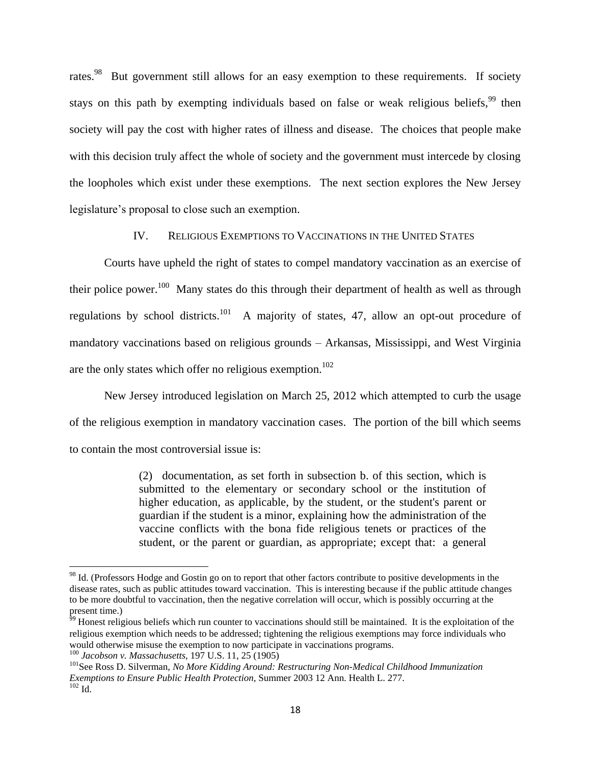rates.[98] But government still allows for an easy exemption to these requirements. If society stays on this path by exempting individuals based on false or weak religious beliefs,[99] then society will pay the cost with higher rates of illness and disease. The choices that people make with this decision truly affect the whole of society and the government must intercede by closing the loopholes which exist under these exemptions. The next section explores the New Jersey legislature's proposal to close such an exemption.

## IV. Religious Exemptions to Vaccinations in the United States

Courts have upheld the right of states to compel mandatory vaccination as an exercise of their police power.[100] Many states do this through their department of health as well as through regulations by school districts.[101] A majority of states, 47, allow an opt-out procedure of mandatory vaccinations based on religious grounds – Arkansas, Mississippi, and West Virginia are the only states which offer no religious exemption.[102]

New Jersey introduced legislation on March 25, 2012 which attempted to curb the usage of the religious exemption in mandatory vaccination cases. The portion of the bill which seems to contain the most controversial issue is:

> (2) documentation, as set forth in subsection b. of this section, which is submitted to the elementary or secondary school or the institution of higher education, as applicable, by the student, or the student's parent or guardian if the student is a minor, explaining how the administration of the vaccine conflicts with the bona fide religious tenets or practices of the student, or the parent or guardian, as appropriate; except that: a general

---

[98] Id. (Professors Hodge and Gostin go on to report that other factors contribute to positive developments in the disease rates, such as public attitudes toward vaccination. This is interesting because if the public attitude changes to be more doubtful to vaccination, then the negative correlation will occur, which is possibly occurring at the present time.)

[99] Honest religious beliefs which run counter to vaccinations should still be maintained. It is the exploitation of the religious exemption which needs to be addressed; tightening the religious exemptions may force individuals who would otherwise misuse the exemption to now participate in vaccinations programs.

[100] *Jacobson v. Massachusetts*, 197 U.S. 11, 25 (1905)

[101] See Ross D. Silverman, *No More Kidding Around: Restructuring Non-Medical Childhood Immunization Exemptions to Ensure Public Health Protection,* Summer 2003 12 Ann. Health L. 277.

[102] Id.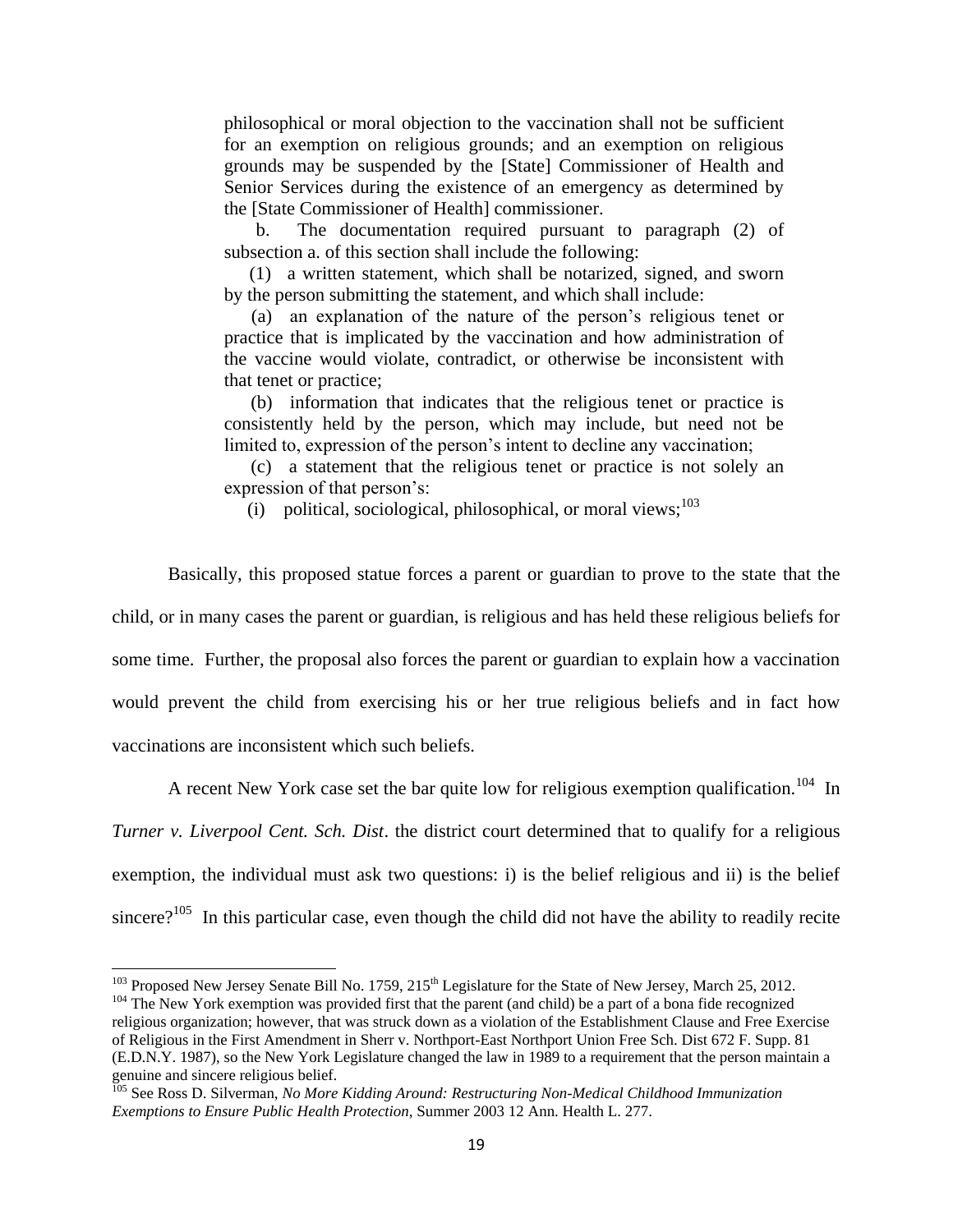> philosophical or moral objection to the vaccination shall not be sufficient for an exemption on religious grounds; and an exemption on religious grounds may be suspended by the [State] Commissioner of Health and Senior Services during the existence of an emergency as determined by the [State Commissioner of Health] commissioner.
>
> b. The documentation required pursuant to paragraph (2) of subsection a. of this section shall include the following:
>
> (1) a written statement, which shall be notarized, signed, and sworn by the person submitting the statement, and which shall include:
>
> (a) an explanation of the nature of the person's religious tenet or practice that is implicated by the vaccination and how administration of the vaccine would violate, contradict, or otherwise be inconsistent with that tenet or practice;
>
> (b) information that indicates that the religious tenet or practice is consistently held by the person, which may include, but need not be limited to, expression of the person's intent to decline any vaccination;
>
> (c) a statement that the religious tenet or practice is not solely an expression of that person's:
>
> (i) political, sociological, philosophical, or moral views;[103]

Basically, this proposed statue forces a parent or guardian to prove to the state that the child, or in many cases the parent or guardian, is religious and has held these religious beliefs for some time. Further, the proposal also forces the parent or guardian to explain how a vaccination would prevent the child from exercising his or her true religious beliefs and in fact how vaccinations are inconsistent which such beliefs.

A recent New York case set the bar quite low for religious exemption qualification.[104] In *Turner v. Liverpool Cent. Sch. Dist*. the district court determined that to qualify for a religious exemption, the individual must ask two questions: i) is the belief religious and ii) is the belief sincere?[105] In this particular case, even though the child did not have the ability to readily recite

---

[103] Proposed New Jersey Senate Bill No. 1759, 215th Legislature for the State of New Jersey, March 25, 2012.

[104] The New York exemption was provided first that the parent (and child) be a part of a bona fide recognized religious organization; however, that was struck down as a violation of the Establishment Clause and Free Exercise of Religious in the First Amendment in Sherr v. Northport-East Northport Union Free Sch. Dist 672 F. Supp. 81 (E.D.N.Y. 1987), so the New York Legislature changed the law in 1989 to a requirement that the person maintain a genuine and sincere religious belief.

[105] See Ross D. Silverman, *No More Kidding Around: Restructuring Non-Medical Childhood Immunization Exemptions to Ensure Public Health Protection,* Summer 2003 12 Ann. Health L. 277.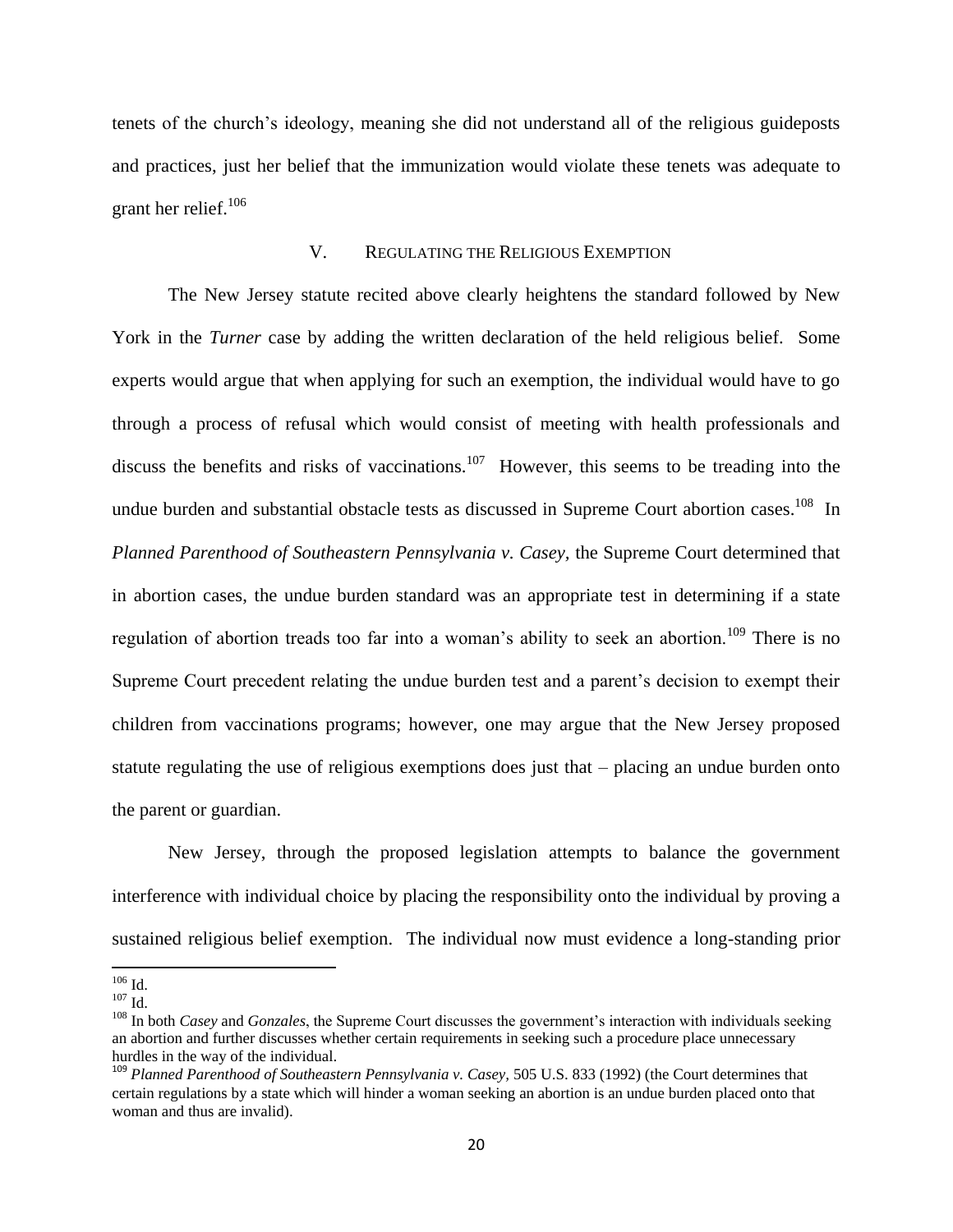tenets of the church's ideology, meaning she did not understand all of the religious guideposts and practices, just her belief that the immunization would violate these tenets was adequate to grant her relief.[106]

## V. REGULATING THE RELIGIOUS EXEMPTION

The New Jersey statute recited above clearly heightens the standard followed by New York in the *Turner* case by adding the written declaration of the held religious belief. Some experts would argue that when applying for such an exemption, the individual would have to go through a process of refusal which would consist of meeting with health professionals and discuss the benefits and risks of vaccinations.[107] However, this seems to be treading into the undue burden and substantial obstacle tests as discussed in Supreme Court abortion cases.[108] In *Planned Parenthood of Southeastern Pennsylvania v. Casey*, the Supreme Court determined that in abortion cases, the undue burden standard was an appropriate test in determining if a state regulation of abortion treads too far into a woman's ability to seek an abortion.[109] There is no Supreme Court precedent relating the undue burden test and a parent's decision to exempt their children from vaccinations programs; however, one may argue that the New Jersey proposed statute regulating the use of religious exemptions does just that – placing an undue burden onto the parent or guardian.

New Jersey, through the proposed legislation attempts to balance the government interference with individual choice by placing the responsibility onto the individual by proving a sustained religious belief exemption. The individual now must evidence a long-standing prior

---

[106] Id.

[107] Id.

[108] In both *Casey* and *Gonzales*, the Supreme Court discusses the government's interaction with individuals seeking an abortion and further discusses whether certain requirements in seeking such a procedure place unnecessary hurdles in the way of the individual.

[109] *Planned Parenthood of Southeastern Pennsylvania v. Casey*, 505 U.S. 833 (1992) (the Court determines that certain regulations by a state which will hinder a woman seeking an abortion is an undue burden placed onto that woman and thus are invalid).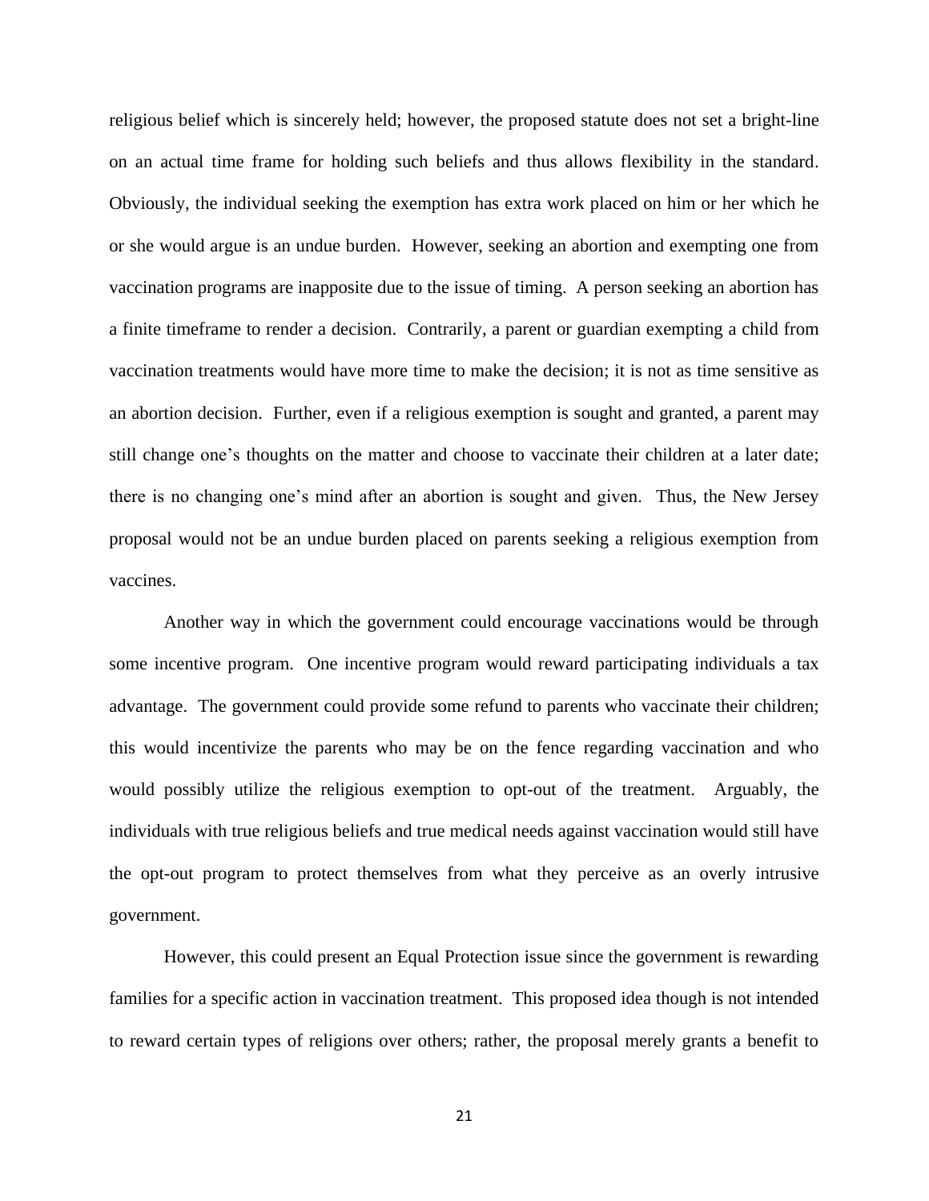religious belief which is sincerely held; however, the proposed statute does not set a bright-line on an actual time frame for holding such beliefs and thus allows flexibility in the standard. Obviously, the individual seeking the exemption has extra work placed on him or her which he or she would argue is an undue burden. However, seeking an abortion and exempting one from vaccination programs are inapposite due to the issue of timing. A person seeking an abortion has a finite timeframe to render a decision. Contrarily, a parent or guardian exempting a child from vaccination treatments would have more time to make the decision; it is not as time sensitive as an abortion decision. Further, even if a religious exemption is sought and granted, a parent may still change one's thoughts on the matter and choose to vaccinate their children at a later date; there is no changing one's mind after an abortion is sought and given. Thus, the New Jersey proposal would not be an undue burden placed on parents seeking a religious exemption from vaccines.

Another way in which the government could encourage vaccinations would be through some incentive program. One incentive program would reward participating individuals a tax advantage. The government could provide some refund to parents who vaccinate their children; this would incentivize the parents who may be on the fence regarding vaccination and who would possibly utilize the religious exemption to opt-out of the treatment. Arguably, the individuals with true religious beliefs and true medical needs against vaccination would still have the opt-out program to protect themselves from what they perceive as an overly intrusive government.

However, this could present an Equal Protection issue since the government is rewarding families for a specific action in vaccination treatment. This proposed idea though is not intended to reward certain types of religions over others; rather, the proposal merely grants a benefit to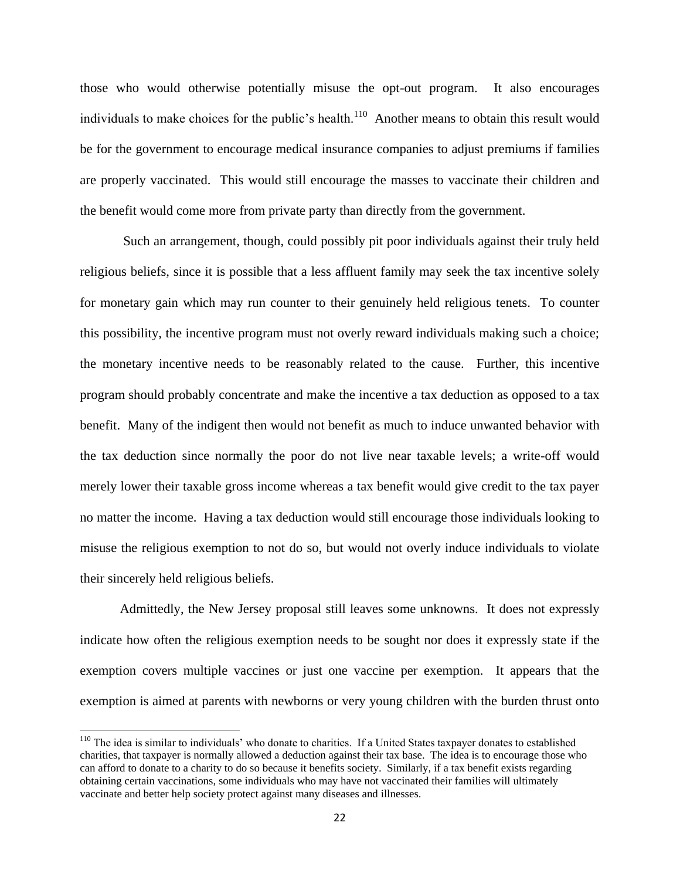those who would otherwise potentially misuse the opt-out program. It also encourages individuals to make choices for the public's health.[110] Another means to obtain this result would be for the government to encourage medical insurance companies to adjust premiums if families are properly vaccinated. This would still encourage the masses to vaccinate their children and the benefit would come more from private party than directly from the government.

Such an arrangement, though, could possibly pit poor individuals against their truly held religious beliefs, since it is possible that a less affluent family may seek the tax incentive solely for monetary gain which may run counter to their genuinely held religious tenets. To counter this possibility, the incentive program must not overly reward individuals making such a choice; the monetary incentive needs to be reasonably related to the cause. Further, this incentive program should probably concentrate and make the incentive a tax deduction as opposed to a tax benefit. Many of the indigent then would not benefit as much to induce unwanted behavior with the tax deduction since normally the poor do not live near taxable levels; a write-off would merely lower their taxable gross income whereas a tax benefit would give credit to the tax payer no matter the income. Having a tax deduction would still encourage those individuals looking to misuse the religious exemption to not do so, but would not overly induce individuals to violate their sincerely held religious beliefs.

Admittedly, the New Jersey proposal still leaves some unknowns. It does not expressly indicate how often the religious exemption needs to be sought nor does it expressly state if the exemption covers multiple vaccines or just one vaccine per exemption. It appears that the exemption is aimed at parents with newborns or very young children with the burden thrust onto

[110] The idea is similar to individuals' who donate to charities. If a United States taxpayer donates to established charities, that taxpayer is normally allowed a deduction against their tax base. The idea is to encourage those who can afford to donate to a charity to do so because it benefits society. Similarly, if a tax benefit exists regarding obtaining certain vaccinations, some individuals who may have not vaccinated their families will ultimately vaccinate and better help society protect against many diseases and illnesses.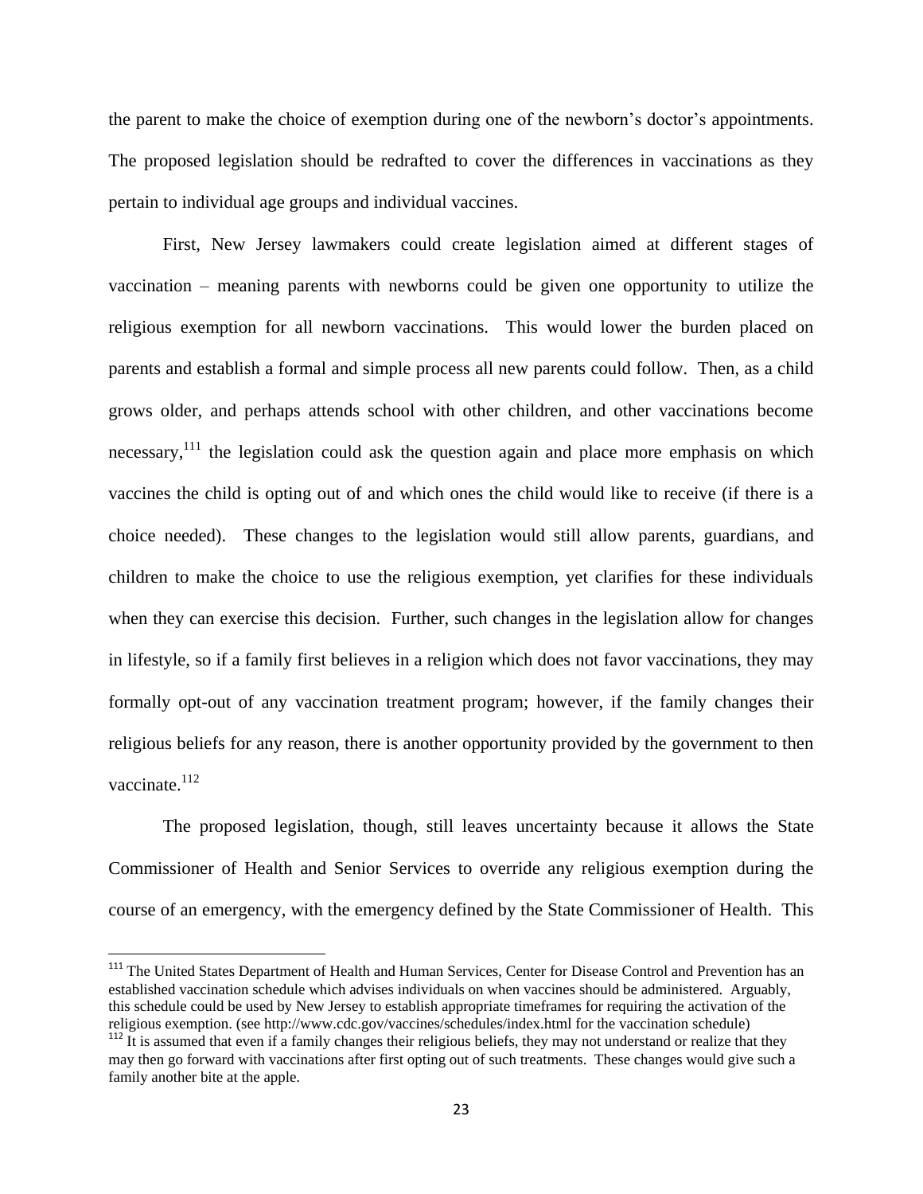the parent to make the choice of exemption during one of the newborn's doctor's appointments. The proposed legislation should be redrafted to cover the differences in vaccinations as they pertain to individual age groups and individual vaccines.

First, New Jersey lawmakers could create legislation aimed at different stages of vaccination – meaning parents with newborns could be given one opportunity to utilize the religious exemption for all newborn vaccinations. This would lower the burden placed on parents and establish a formal and simple process all new parents could follow. Then, as a child grows older, and perhaps attends school with other children, and other vaccinations become necessary,[111] the legislation could ask the question again and place more emphasis on which vaccines the child is opting out of and which ones the child would like to receive (if there is a choice needed). These changes to the legislation would still allow parents, guardians, and children to make the choice to use the religious exemption, yet clarifies for these individuals when they can exercise this decision. Further, such changes in the legislation allow for changes in lifestyle, so if a family first believes in a religion which does not favor vaccinations, they may formally opt-out of any vaccination treatment program; however, if the family changes their religious beliefs for any reason, there is another opportunity provided by the government to then vaccinate.[112]

The proposed legislation, though, still leaves uncertainty because it allows the State Commissioner of Health and Senior Services to override any religious exemption during the course of an emergency, with the emergency defined by the State Commissioner of Health. This

---

[111] The United States Department of Health and Human Services, Center for Disease Control and Prevention has an established vaccination schedule which advises individuals on when vaccines should be administered. Arguably, this schedule could be used by New Jersey to establish appropriate timeframes for requiring the activation of the religious exemption. (see http://www.cdc.gov/vaccines/schedules/index.html for the vaccination schedule)

[112] It is assumed that even if a family changes their religious beliefs, they may not understand or realize that they may then go forward with vaccinations after first opting out of such treatments. These changes would give such a family another bite at the apple.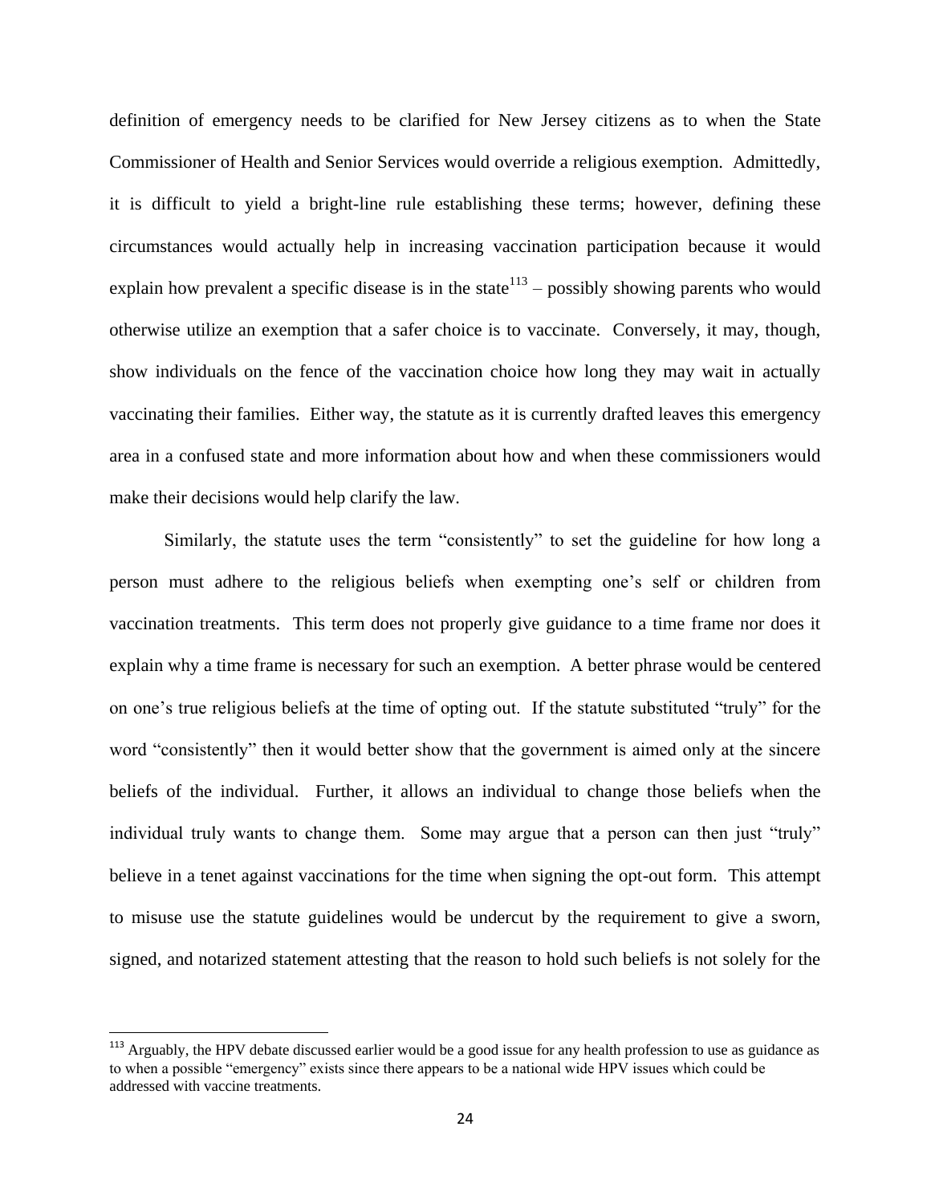definition of emergency needs to be clarified for New Jersey citizens as to when the State Commissioner of Health and Senior Services would override a religious exemption. Admittedly, it is difficult to yield a bright-line rule establishing these terms; however, defining these circumstances would actually help in increasing vaccination participation because it would explain how prevalent a specific disease is in the state[113] – possibly showing parents who would otherwise utilize an exemption that a safer choice is to vaccinate. Conversely, it may, though, show individuals on the fence of the vaccination choice how long they may wait in actually vaccinating their families. Either way, the statute as it is currently drafted leaves this emergency area in a confused state and more information about how and when these commissioners would make their decisions would help clarify the law.

Similarly, the statute uses the term "consistently" to set the guideline for how long a person must adhere to the religious beliefs when exempting one's self or children from vaccination treatments. This term does not properly give guidance to a time frame nor does it explain why a time frame is necessary for such an exemption. A better phrase would be centered on one's true religious beliefs at the time of opting out. If the statute substituted "truly" for the word "consistently" then it would better show that the government is aimed only at the sincere beliefs of the individual. Further, it allows an individual to change those beliefs when the individual truly wants to change them. Some may argue that a person can then just "truly" believe in a tenet against vaccinations for the time when signing the opt-out form. This attempt to misuse use the statute guidelines would be undercut by the requirement to give a sworn, signed, and notarized statement attesting that the reason to hold such beliefs is not solely for the

[113] Arguably, the HPV debate discussed earlier would be a good issue for any health profession to use as guidance as to when a possible "emergency" exists since there appears to be a national wide HPV issues which could be addressed with vaccine treatments.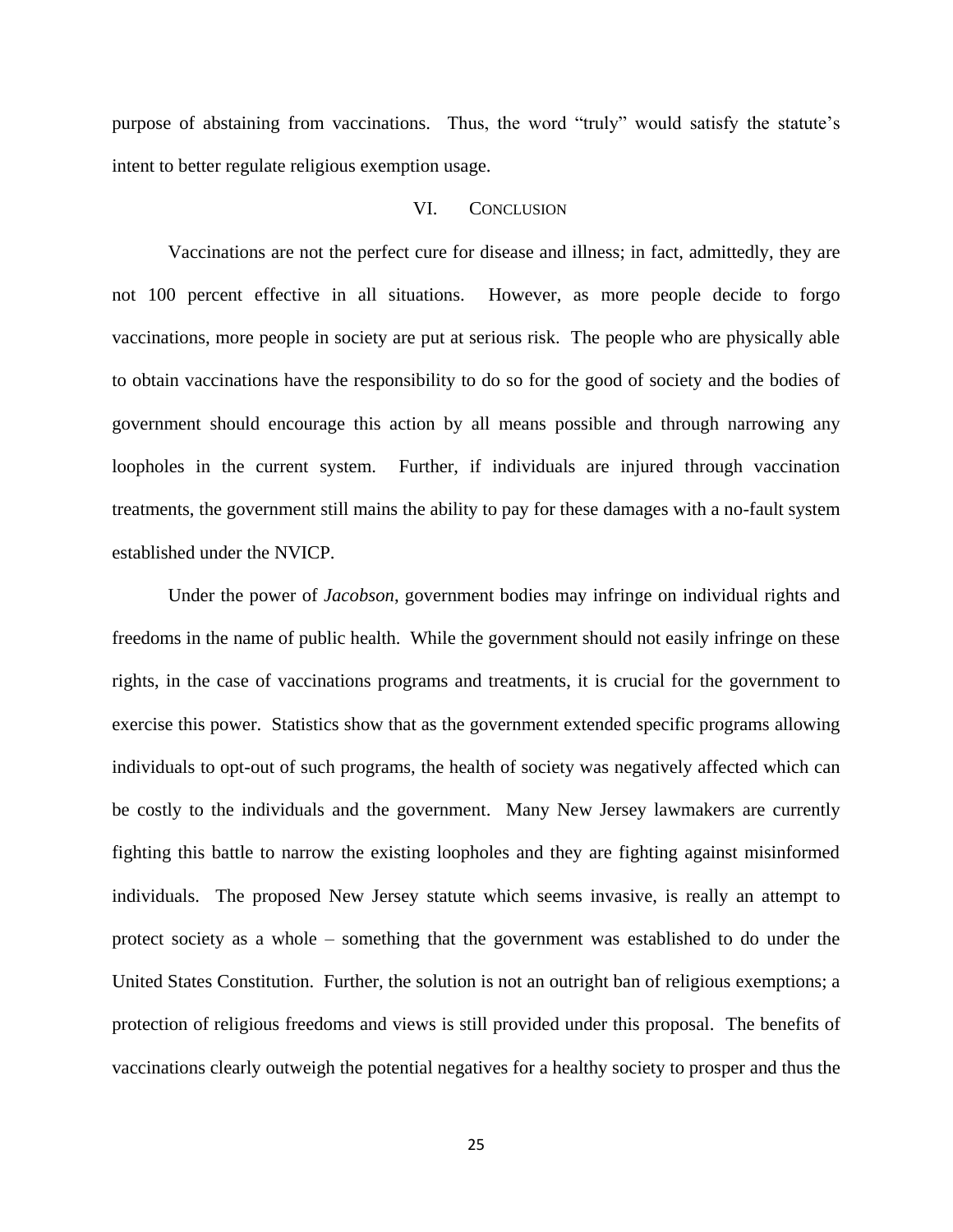purpose of abstaining from vaccinations. Thus, the word "truly" would satisfy the statute's intent to better regulate religious exemption usage.

## VI. CONCLUSION

Vaccinations are not the perfect cure for disease and illness; in fact, admittedly, they are not 100 percent effective in all situations. However, as more people decide to forgo vaccinations, more people in society are put at serious risk. The people who are physically able to obtain vaccinations have the responsibility to do so for the good of society and the bodies of government should encourage this action by all means possible and through narrowing any loopholes in the current system. Further, if individuals are injured through vaccination treatments, the government still mains the ability to pay for these damages with a no-fault system established under the NVICP.

Under the power of *Jacobson*, government bodies may infringe on individual rights and freedoms in the name of public health. While the government should not easily infringe on these rights, in the case of vaccinations programs and treatments, it is crucial for the government to exercise this power. Statistics show that as the government extended specific programs allowing individuals to opt-out of such programs, the health of society was negatively affected which can be costly to the individuals and the government. Many New Jersey lawmakers are currently fighting this battle to narrow the existing loopholes and they are fighting against misinformed individuals. The proposed New Jersey statute which seems invasive, is really an attempt to protect society as a whole – something that the government was established to do under the United States Constitution. Further, the solution is not an outright ban of religious exemptions; a protection of religious freedoms and views is still provided under this proposal. The benefits of vaccinations clearly outweigh the potential negatives for a healthy society to prosper and thus the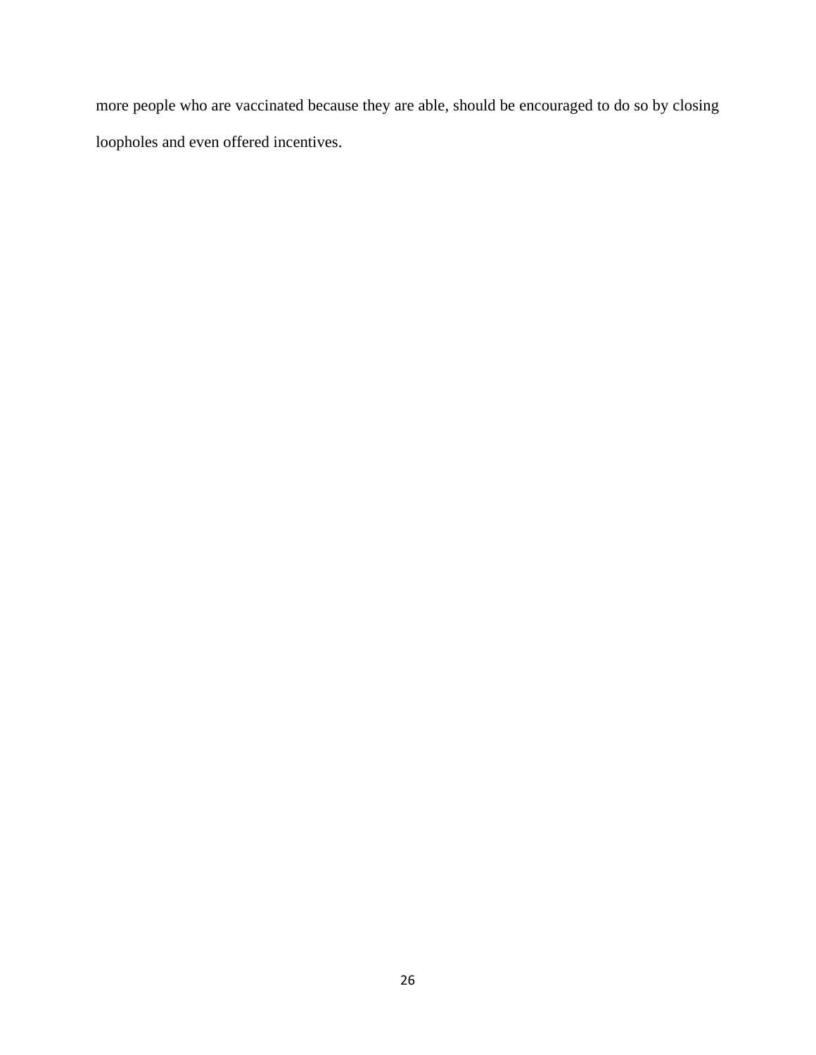more people who are vaccinated because they are able, should be encouraged to do so by closing loopholes and even offered incentives.